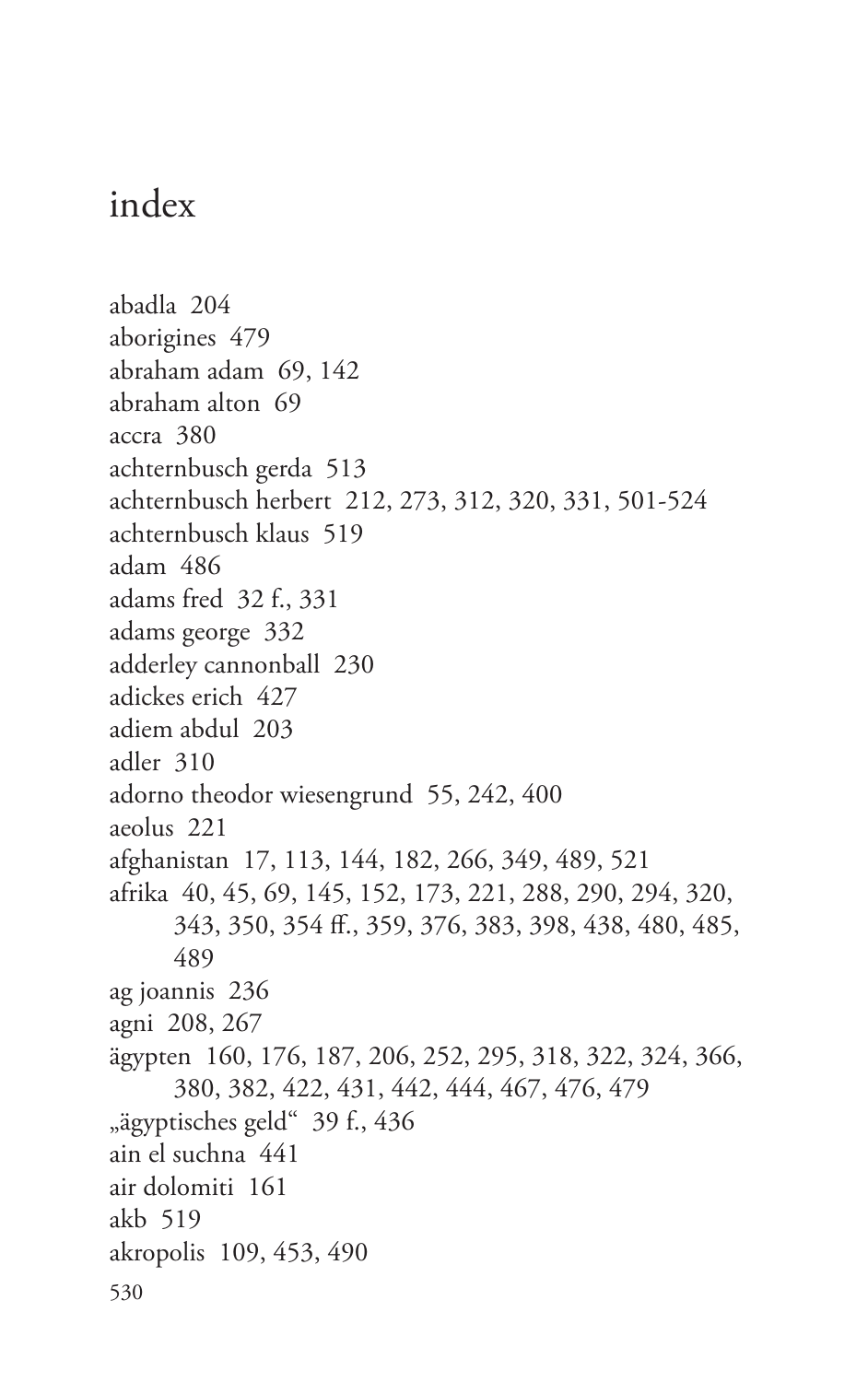# index

abadla 204
aborigines 479
abraham adam 69, 142
abraham alton 69
accra 380
achternbusch gerda 513
achternbusch herbert 212, 273, 312, 320, 331, 501-524
achternbusch klaus 519
adam 486
adams fred 32 f., 331
adams george 332
adderley cannonball 230
adickes erich 427
adiem abdul 203
adler 310
adorno theodor wiesengrund 55, 242, 400
aeolus 221
afghanistan 17, 113, 144, 182, 266, 349, 489, 521
afrika 40, 45, 69, 145, 152, 173, 221, 288, 290, 294, 320, 343, 350, 354 ff., 359, 376, 383, 398, 438, 480, 485, 489
ag joannis 236
agni 208, 267
ägypten 160, 176, 187, 206, 252, 295, 318, 322, 324, 366, 380, 382, 422, 431, 442, 444, 467, 476, 479
„ägyptisches geld“ 39 f., 436
ain el suchna 441
air dolomiti 161
akb 519
akropolis 109, 453, 490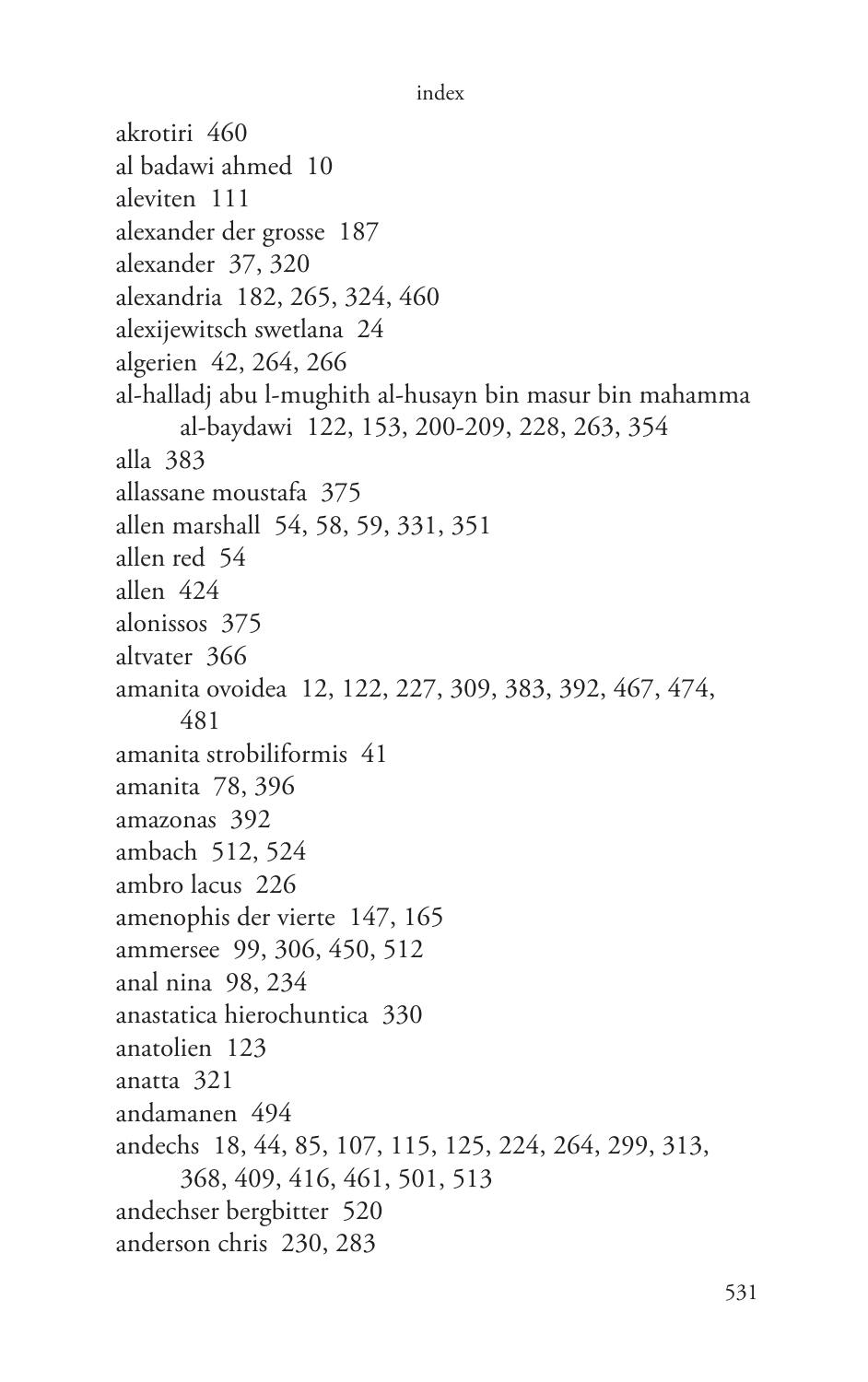akrotiri 460
al badawi ahmed 10
aleviten 111
alexander der grosse 187
alexander 37, 320
alexandria 182, 265, 324, 460
alexijewitsch swetlana 24
algerien 42, 264, 266
al-halladj abu l-mughith al-husayn bin masur bin mahamma al-baydawi 122, 153, 200-209, 228, 263, 354
alla 383
allassane moustafa 375
allen marshall 54, 58, 59, 331, 351
allen red 54
allen 424
alonissos 375
altvater 366
amanita ovoidea 12, 122, 227, 309, 383, 392, 467, 474, 481
amanita strobiliformis 41
amanita 78, 396
amazonas 392
ambach 512, 524
ambro lacus 226
amenophis der vierte 147, 165
ammersee 99, 306, 450, 512
anal nina 98, 234
anastatica hierochuntica 330
anatolien 123
anatta 321
andamanen 494
andechs 18, 44, 85, 107, 115, 125, 224, 264, 299, 313, 368, 409, 416, 461, 501, 513
andechser bergbitter 520
anderson chris 230, 283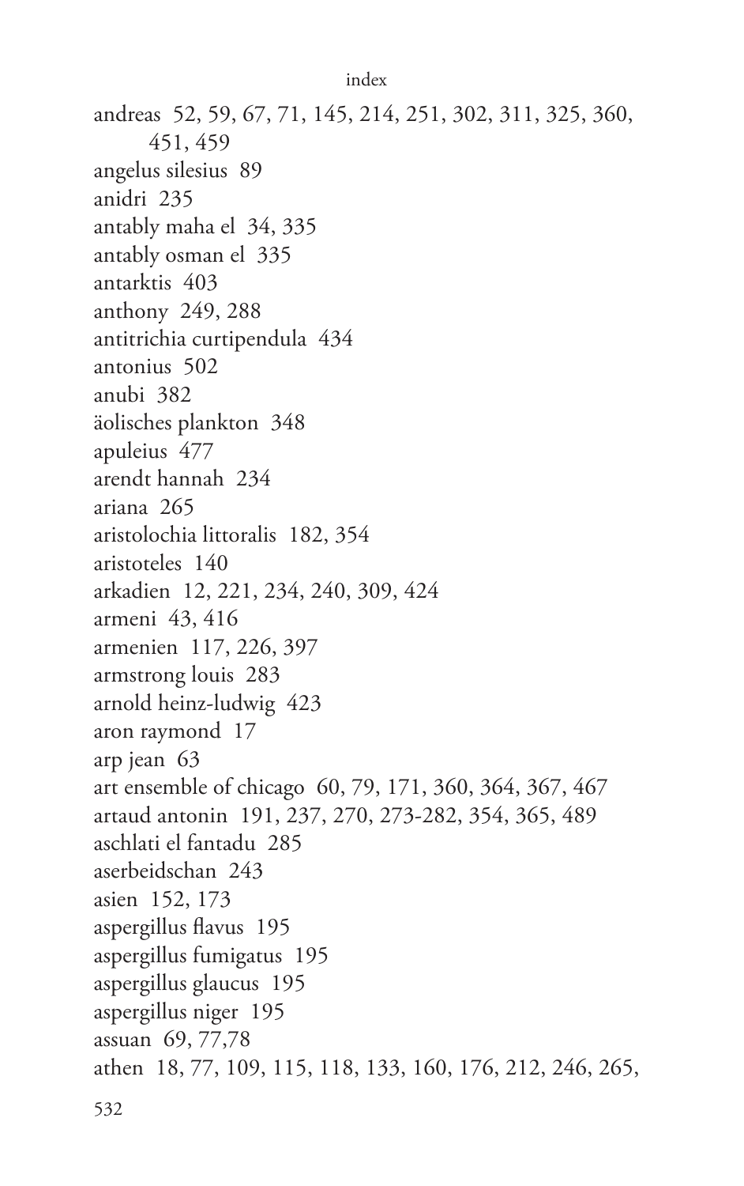andreas 52, 59, 67, 71, 145, 214, 251, 302, 311, 325, 360, 451, 459
angelus silesius 89
anidri 235
antably maha el 34, 335
antably osman el 335
antarktis 403
anthony 249, 288
antitrichia curtipendula 434
antonius 502
anubi 382
äolisches plankton 348
apuleius 477
arendt hannah 234
ariana 265
aristolochia littoralis 182, 354
aristoteles 140
arkadien 12, 221, 234, 240, 309, 424
armeni 43, 416
armenien 117, 226, 397
armstrong louis 283
arnold heinz-ludwig 423
aron raymond 17
arp jean 63
art ensemble of chicago 60, 79, 171, 360, 364, 367, 467
artaud antonin 191, 237, 270, 273-282, 354, 365, 489
aschlati el fantadu 285
aserbeidschan 243
asien 152, 173
aspergillus flavus 195
aspergillus fumigatus 195
aspergillus glaucus 195
aspergillus niger 195
assuan 69, 77,78
athen 18, 77, 109, 115, 118, 133, 160, 176, 212, 246, 265,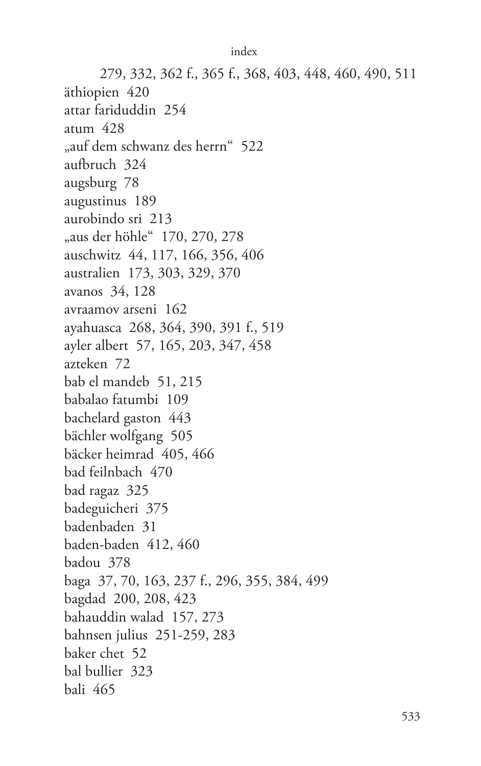279, 332, 362 f., 365 f., 368, 403, 448, 460, 490, 511

äthiopien 420

attar fariduddin 254

atum 428

„auf dem schwanz des herrn“ 522

aufbruch 324

augsburg 78

augustinus 189

aurobindo sri 213

„aus der höhle“ 170, 270, 278

auschwitz 44, 117, 166, 356, 406

australien 173, 303, 329, 370

avanos 34, 128

avraamov arseni 162

ayahuasca 268, 364, 390, 391 f., 519

ayler albert 57, 165, 203, 347, 458

azteken 72

bab el mandeb 51, 215

babalao fatumbi 109

bachelard gaston 443

bächler wolfgang 505

bäcker heimrad 405, 466

bad feilnbach 470

bad ragaz 325

badeguicheri 375

badenbaden 31

baden-baden 412, 460

badou 378

baga 37, 70, 163, 237 f., 296, 355, 384, 499

bagdad 200, 208, 423

bahauddin walad 157, 273

bahnsen julius 251-259, 283

baker chet 52

bal bullier 323

bali 465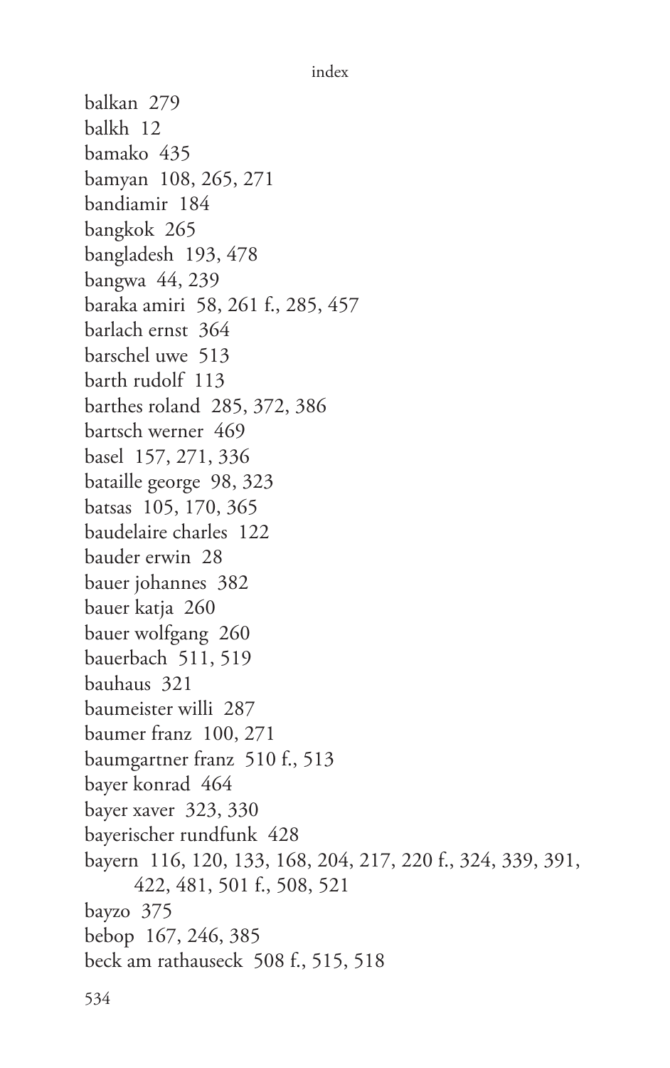balkan 279
balkh 12
bamako 435
bamyan 108, 265, 271
bandiamir 184
bangkok 265
bangladesh 193, 478
bangwa 44, 239
baraka amiri 58, 261 f., 285, 457
barlach ernst 364
barschel uwe 513
barth rudolf 113
barthes roland 285, 372, 386
bartsch werner 469
basel 157, 271, 336
bataille george 98, 323
batsas 105, 170, 365
baudelaire charles 122
bauder erwin 28
bauer johannes 382
bauer katja 260
bauer wolfgang 260
bauerbach 511, 519
bauhaus 321
baumeister willi 287
baumer franz 100, 271
baumgartner franz 510 f., 513
bayer konrad 464
bayer xaver 323, 330
bayerischer rundfunk 428
bayern 116, 120, 133, 168, 204, 217, 220 f., 324, 339, 391, 422, 481, 501 f., 508, 521
bayzo 375
bebop 167, 246, 385
beck am rathauseck 508 f., 515, 518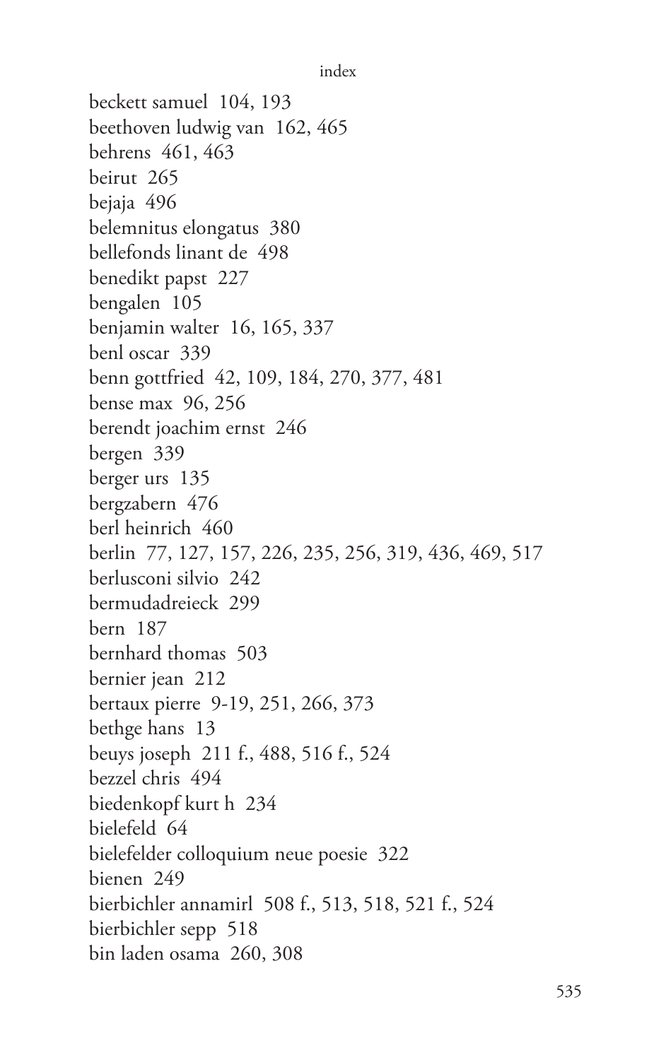beckett samuel 104, 193
beethoven ludwig van 162, 465
behrens 461, 463
beirut 265
bejaja 496
belemnitus elongatus 380
bellefonds linant de 498
benedikt papst 227
bengalen 105
benjamin walter 16, 165, 337
benl oscar 339
benn gottfried 42, 109, 184, 270, 377, 481
bense max 96, 256
berendt joachim ernst 246
bergen 339
berger urs 135
bergzabern 476
berl heinrich 460
berlin 77, 127, 157, 226, 235, 256, 319, 436, 469, 517
berlusconi silvio 242
bermudadreieck 299
bern 187
bernhard thomas 503
bernier jean 212
bertaux pierre 9-19, 251, 266, 373
bethge hans 13
beuys joseph 211 f., 488, 516 f., 524
bezzel chris 494
biedenkopf kurt h 234
bielefeld 64
bielefelder colloquium neue poesie 322
bienen 249
bierbichler annamirl 508 f., 513, 518, 521 f., 524
bierbichler sepp 518
bin laden osama 260, 308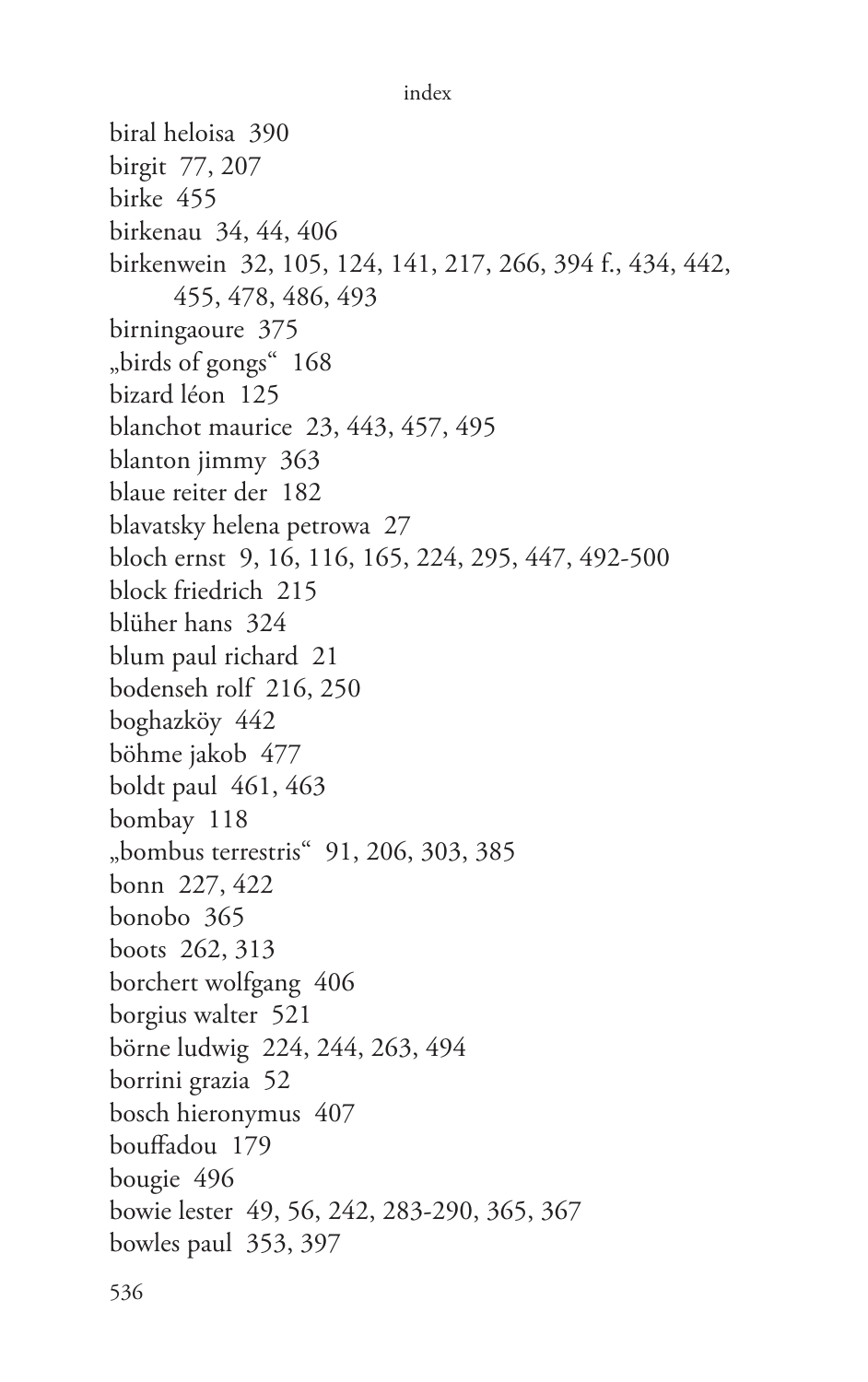biral heloisa 390
birgit 77, 207
birke 455
birkenau 34, 44, 406
birkenwein 32, 105, 124, 141, 217, 266, 394 f., 434, 442, 455, 478, 486, 493
birningaoure 375
„birds of gongs“ 168
bizard léon 125
blanchot maurice 23, 443, 457, 495
blanton jimmy 363
blaue reiter der 182
blavatsky helena petrowa 27
bloch ernst 9, 16, 116, 165, 224, 295, 447, 492-500
block friedrich 215
blüher hans 324
blum paul richard 21
bodenseh rolf 216, 250
boghazköy 442
böhme jakob 477
boldt paul 461, 463
bombay 118
„bombus terrestris“ 91, 206, 303, 385
bonn 227, 422
bonobo 365
boots 262, 313
borchert wolfgang 406
borgius walter 521
börne ludwig 224, 244, 263, 494
borrini grazia 52
bosch hieronymus 407
bouffadou 179
bougie 496
bowie lester 49, 56, 242, 283-290, 365, 367
bowles paul 353, 397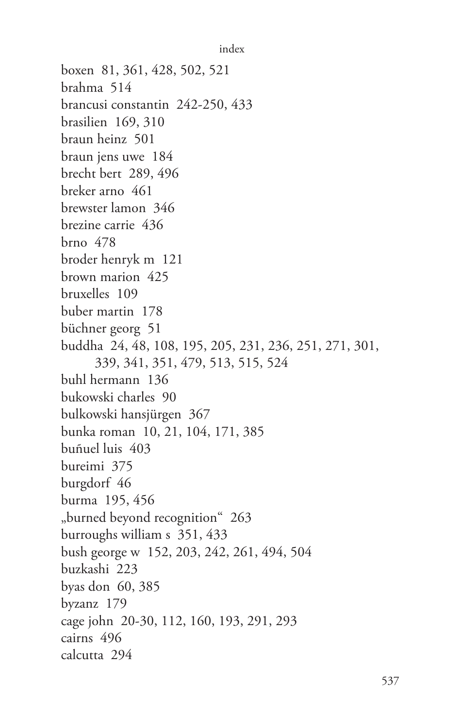boxen 81, 361, 428, 502, 521
brahma 514
brancusi constantin 242-250, 433
brasilien 169, 310
braun heinz 501
braun jens uwe 184
brecht bert 289, 496
breker arno 461
brewster lamon 346
brezine carrie 436
brno 478
broder henryk m 121
brown marion 425
bruxelles 109
buber martin 178
büchner georg 51
buddha 24, 48, 108, 195, 205, 231, 236, 251, 271, 301, 339, 341, 351, 479, 513, 515, 524
buhl hermann 136
bukowski charles 90
bulkowski hansjürgen 367
bunka roman 10, 21, 104, 171, 385
buñuel luis 403
bureimi 375
burgdorf 46
burma 195, 456
„burned beyond recognition“ 263
burroughs william s 351, 433
bush george w 152, 203, 242, 261, 494, 504
buzkashi 223
byas don 60, 385
byzanz 179
cage john 20-30, 112, 160, 193, 291, 293
cairns 496
calcutta 294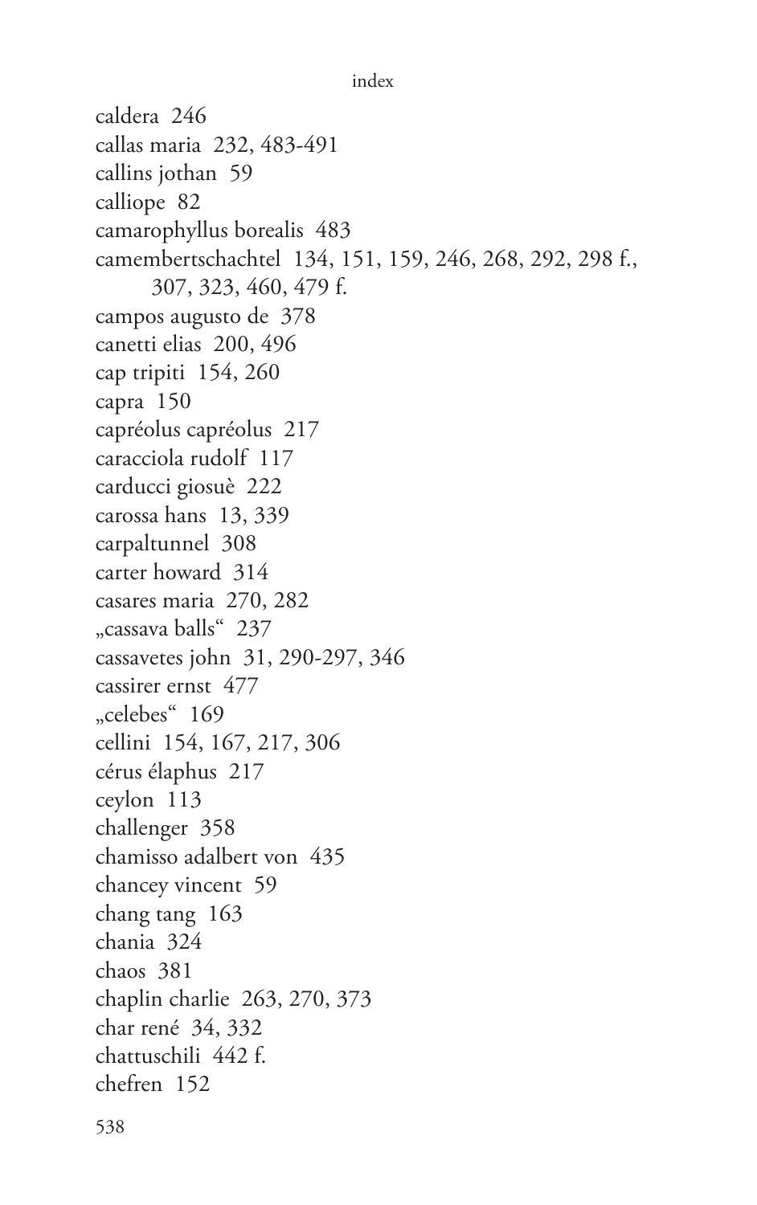caldera 246
callas maria 232, 483-491
callins jothan 59
calliope 82
camarophyllus borealis 483
camembertschachtel 134, 151, 159, 246, 268, 292, 298 f., 307, 323, 460, 479 f.
campos augusto de 378
canetti elias 200, 496
cap tripiti 154, 260
capra 150
capréolus capréolus 217
caracciola rudolf 117
carducci giosuè 222
carossa hans 13, 339
carpaltunnel 308
carter howard 314
casares maria 270, 282
„cassava balls“ 237
cassavetes john 31, 290-297, 346
cassirer ernst 477
„celebes“ 169
cellini 154, 167, 217, 306
cérus élaphus 217
ceylon 113
challenger 358
chamisso adalbert von 435
chancey vincent 59
chang tang 163
chania 324
chaos 381
chaplin charlie 263, 270, 373
char rené 34, 332
chattuschili 442 f.
chefren 152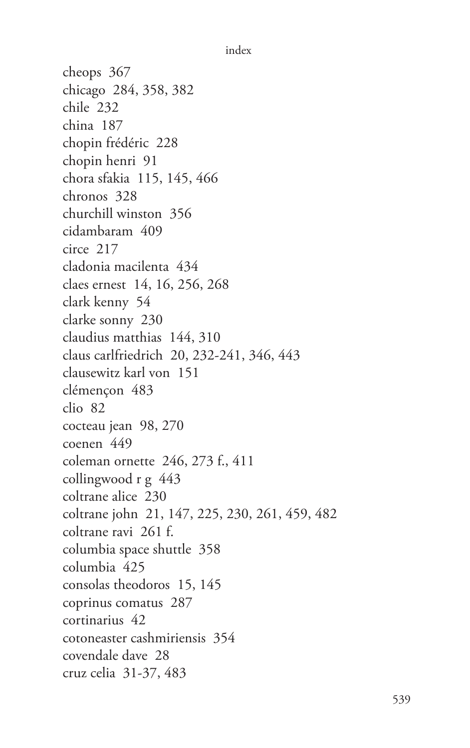cheops 367  
chicago 284, 358, 382  
chile 232  
china 187  
chopin frédéric 228  
chopin henri 91  
chora sfakia 115, 145, 466  
chronos 328  
churchill winston 356  
cidambaram 409  
circe 217  
cladonia macilenta 434  
claes ernest 14, 16, 256, 268  
clark kenny 54  
clarke sonny 230  
claudius matthias 144, 310  
claus carlfriedrich 20, 232-241, 346, 443  
clausewitz karl von 151  
clémençon 483  
clio 82  
cocteau jean 98, 270  
coenen 449  
coleman ornette 246, 273 f., 411  
collingwood r g 443  
coltrane alice 230  
coltrane john 21, 147, 225, 230, 261, 459, 482  
coltrane ravi 261 f.  
columbia space shuttle 358  
columbia 425  
consolas theodoros 15, 145  
coprinus comatus 287  
cortinarius 42  
cotoneaster cashmiriensis 354  
covendale dave 28  
cruz celia 31-37, 483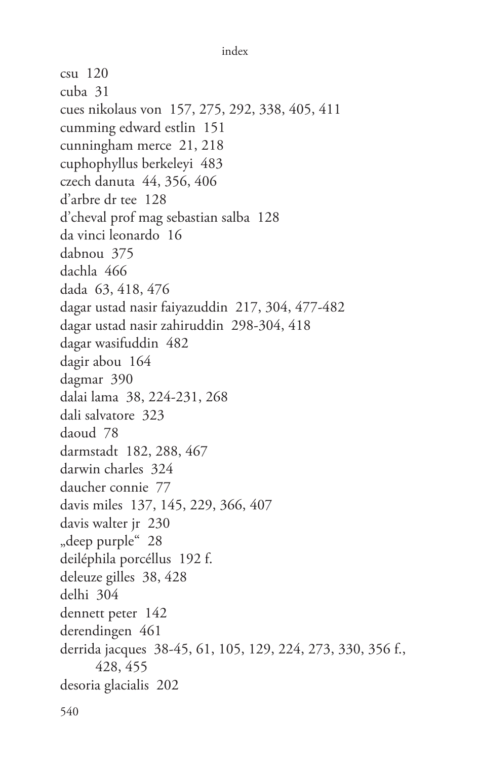csu 120

cuba 31

cues nikolaus von 157, 275, 292, 338, 405, 411

cumming edward estlin 151

cunningham merce 21, 218

cuphophyllus berkeleyi 483

czech danuta 44, 356, 406

d'arbre dr tee 128

d'cheval prof mag sebastian salba 128

da vinci leonardo 16

dabnou 375

dachla 466

dada 63, 418, 476

dagar ustad nasir faiyazuddin 217, 304, 477-482

dagar ustad nasir zahiruddin 298-304, 418

dagar wasifuddin 482

dagir abou 164

dagmar 390

dalai lama 38, 224-231, 268

dali salvatore 323

daoud 78

darmstadt 182, 288, 467

darwin charles 324

daucher connie 77

davis miles 137, 145, 229, 366, 407

davis walter jr 230

„deep purple“ 28

deiléphila porcéllus 192 f.

deleuze gilles 38, 428

delhi 304

dennett peter 142

derendingen 461

derrida jacques 38-45, 61, 105, 129, 224, 273, 330, 356 f., 428, 455

desoria glacialis 202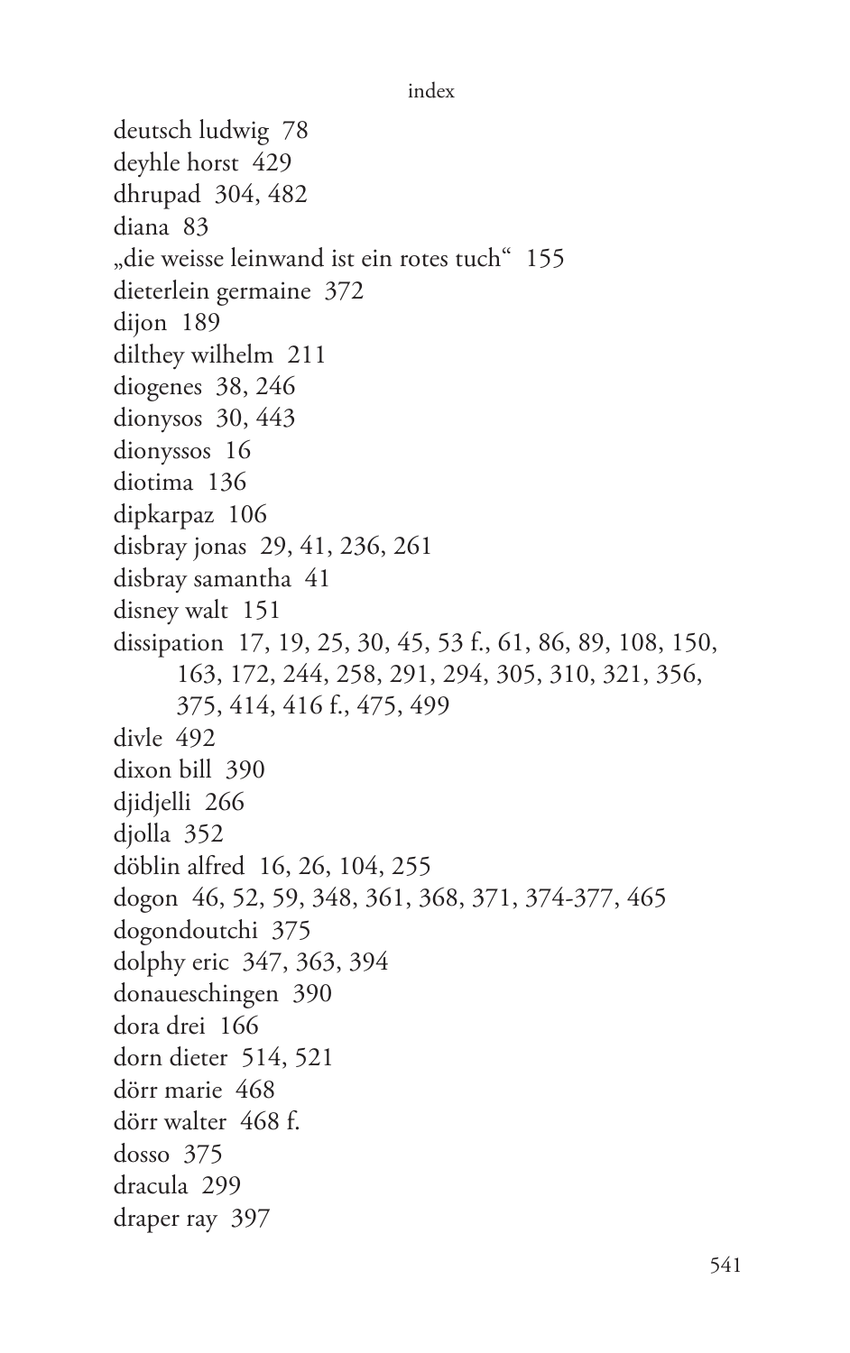deutsch ludwig 78
deyhle horst 429
dhrupad 304, 482
diana 83
„die weisse leinwand ist ein rotes tuch“ 155
dieterlein germaine 372
dijon 189
dilthey wilhelm 211
diogenes 38, 246
dionysos 30, 443
dionyssos 16
diotima 136
dipkarpaz 106
disbray jonas 29, 41, 236, 261
disbray samantha 41
disney walt 151
dissipation 17, 19, 25, 30, 45, 53 f., 61, 86, 89, 108, 150, 163, 172, 244, 258, 291, 294, 305, 310, 321, 356, 375, 414, 416 f., 475, 499
divle 492
dixon bill 390
djidjelli 266
djolla 352
döblin alfred 16, 26, 104, 255
dogon 46, 52, 59, 348, 361, 368, 371, 374-377, 465
dogondoutchi 375
dolphy eric 347, 363, 394
donaueschingen 390
dora drei 166
dorn dieter 514, 521
dörr marie 468
dörr walter 468 f.
dosso 375
dracula 299
draper ray 397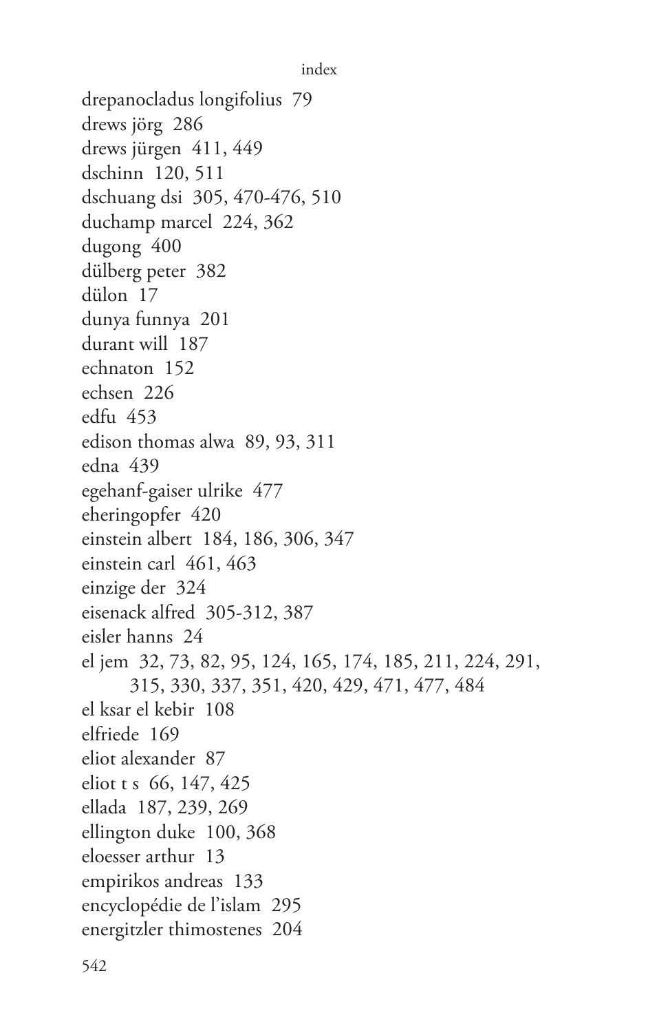drepanocladus longifolius 79
drews jörg 286
drews jürgen 411, 449
dschinn 120, 511
dschuang dsi 305, 470-476, 510
duchamp marcel 224, 362
dugong 400
dülberg peter 382
dülon 17
dunya funnya 201
durant will 187
echnaton 152
echsen 226
edfu 453
edison thomas alwa 89, 93, 311
edna 439
egehanf-gaiser ulrike 477
eheringopfer 420
einstein albert 184, 186, 306, 347
einstein carl 461, 463
einzige der 324
eisenack alfred 305-312, 387
eisler hanns 24
el jem 32, 73, 82, 95, 124, 165, 174, 185, 211, 224, 291, 315, 330, 337, 351, 420, 429, 471, 477, 484
el ksar el kebir 108
elfriede 169
eliot alexander 87
eliot t s 66, 147, 425
ellada 187, 239, 269
ellington duke 100, 368
eloesser arthur 13
empirikos andreas 133
encyclopédie de l'islam 295
energitzler thimostenes 204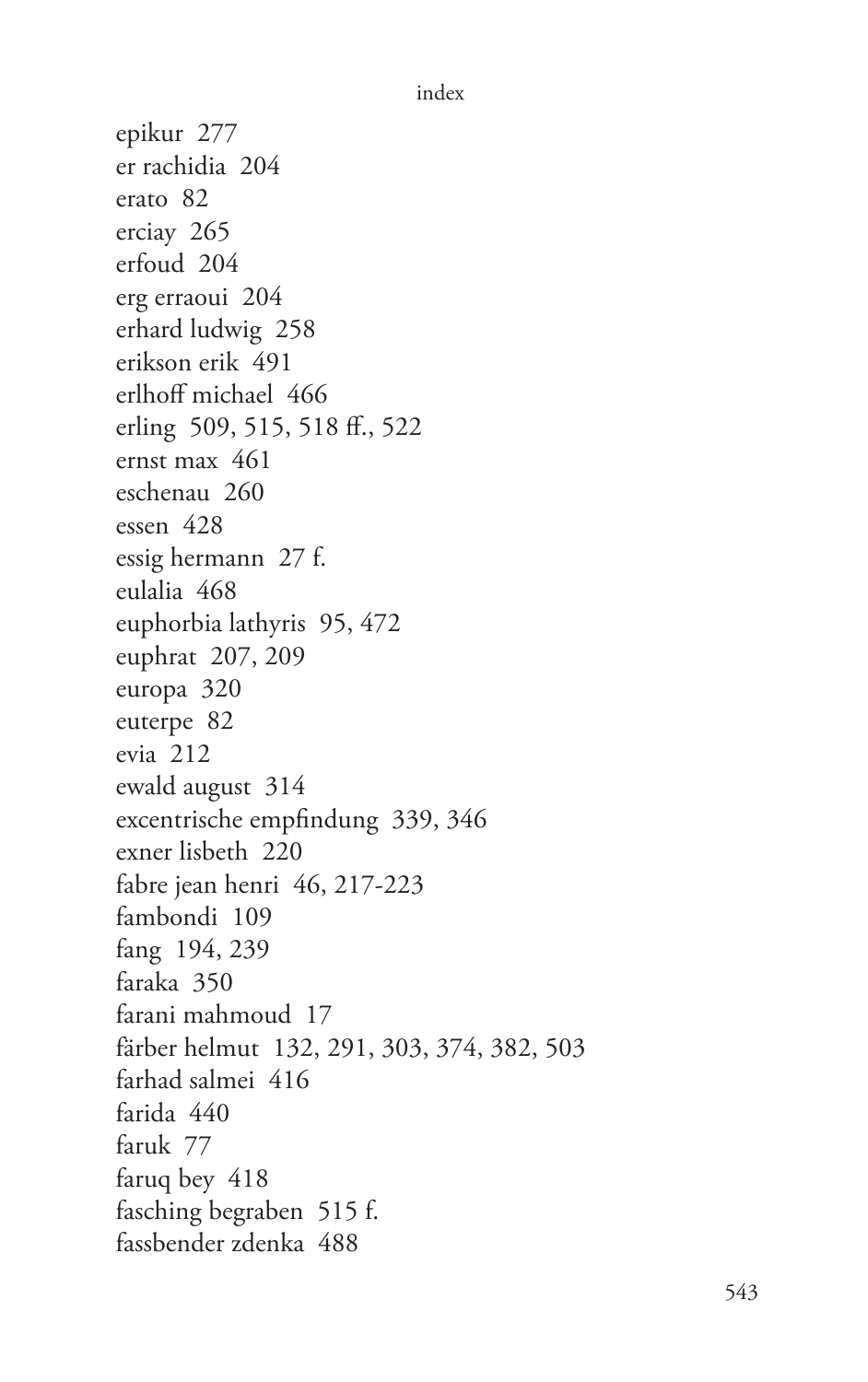epikur 277
er rachidia 204
erato 82
erciay 265
erfoud 204
erg erraoui 204
erhard ludwig 258
erikson erik 491
erlhoff michael 466
erling 509, 515, 518 ff., 522
ernst max 461
eschenau 260
essen 428
essig hermann 27 f.
eulalia 468
euphorbia lathyris 95, 472
euphrat 207, 209
europa 320
euterpe 82
evia 212
ewald august 314
excentrische empfindung 339, 346
exner lisbeth 220
fabre jean henri 46, 217-223
fambondi 109
fang 194, 239
faraka 350
farani mahmoud 17
färber helmut 132, 291, 303, 374, 382, 503
farhad salmei 416
farida 440
faruk 77
faruq bey 418
fasching begraben 515 f.
fassbender zdenka 488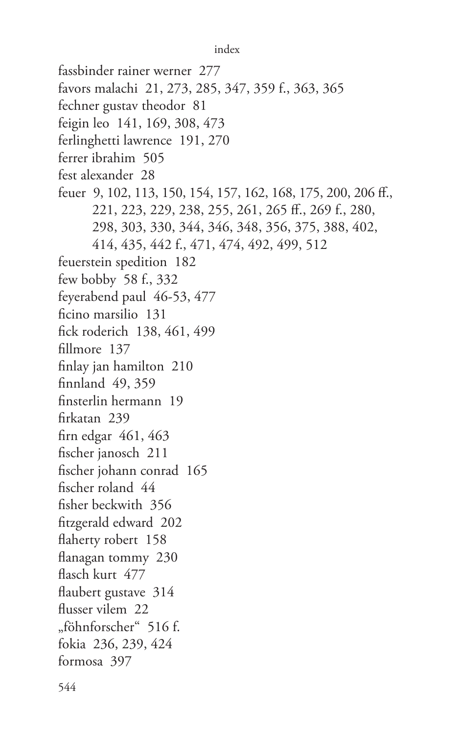fassbinder rainer werner 277
favors malachi 21, 273, 285, 347, 359 f., 363, 365
fechner gustav theodor 81
feigin leo 141, 169, 308, 473
ferlinghetti lawrence 191, 270
ferrer ibrahim 505
fest alexander 28
feuer 9, 102, 113, 150, 154, 157, 162, 168, 175, 200, 206 ff., 221, 223, 229, 238, 255, 261, 265 ff., 269 f., 280, 298, 303, 330, 344, 346, 348, 356, 375, 388, 402, 414, 435, 442 f., 471, 474, 492, 499, 512
feuerstein spedition 182
few bobby 58 f., 332
feyerabend paul 46-53, 477
ficino marsilio 131
fick roderich 138, 461, 499
fillmore 137
finlay jan hamilton 210
finnland 49, 359
finsterlin hermann 19
firkatan 239
firn edgar 461, 463
fischer janosch 211
fischer johann conrad 165
fischer roland 44
fisher beckwith 356
fitzgerald edward 202
flaherty robert 158
flanagan tommy 230
flasch kurt 477
flaubert gustave 314
flusser vilem 22
„föhnforscher“ 516 f.
fokia 236, 239, 424
formosa 397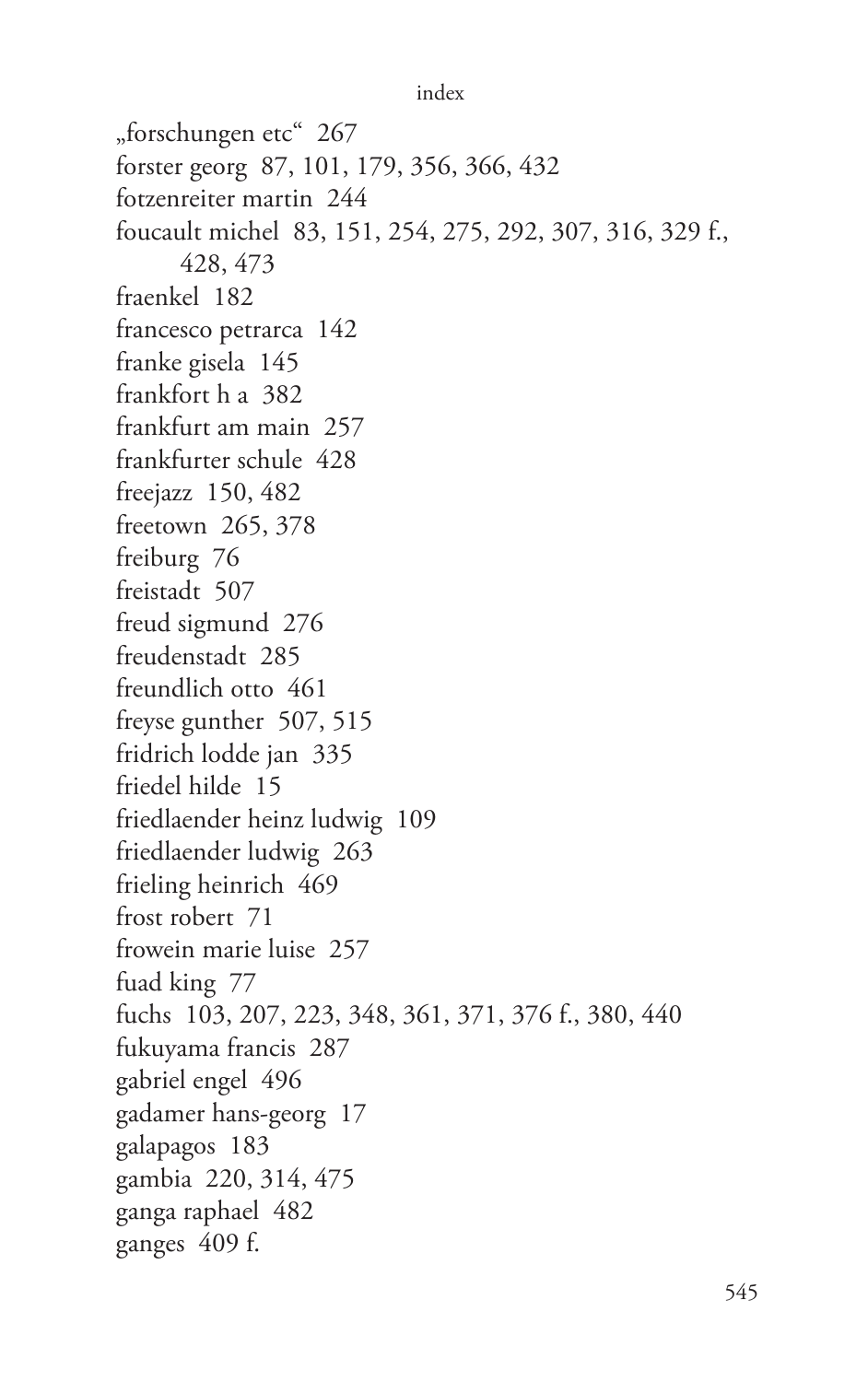„forschungen etc“ 267
forster georg 87, 101, 179, 356, 366, 432
fotzenreiter martin 244
foucault michel 83, 151, 254, 275, 292, 307, 316, 329 f., 428, 473
fraenkel 182
francesco petrarca 142
franke gisela 145
frankfort h a 382
frankfurt am main 257
frankfurter schule 428
freejazz 150, 482
freetown 265, 378
freiburg 76
freistadt 507
freud sigmund 276
freudenstadt 285
freundlich otto 461
freyse gunther 507, 515
fridrich lodde jan 335
friedel hilde 15
friedlaender heinz ludwig 109
friedlaender ludwig 263
frieling heinrich 469
frost robert 71
frowein marie luise 257
fuad king 77
fuchs 103, 207, 223, 348, 361, 371, 376 f., 380, 440
fukuyama francis 287
gabriel engel 496
gadamer hans-georg 17
galapagos 183
gambia 220, 314, 475
ganga raphael 482
ganges 409 f.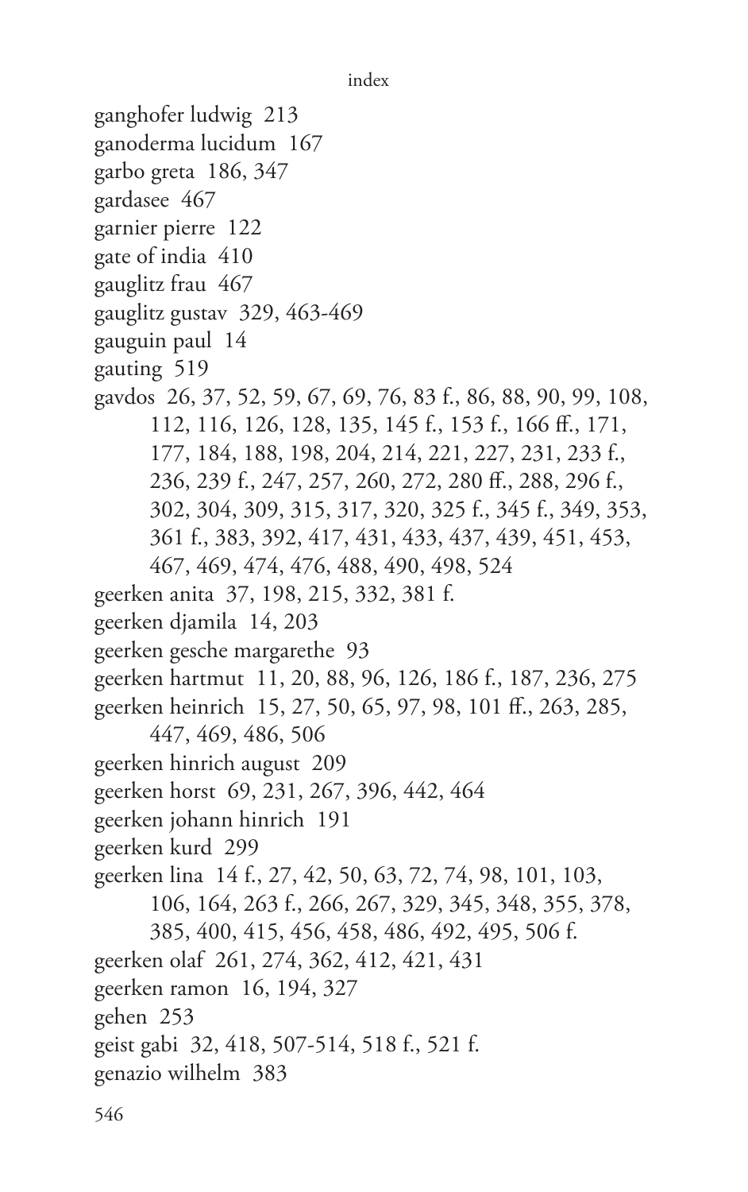ganghofer ludwig 213
ganoderma lucidum 167
garbo greta 186, 347
gardasee 467
garnier pierre 122
gate of india 410
gauglitz frau 467
gauglitz gustav 329, 463-469
gauguin paul 14
gauting 519
gavdos 26, 37, 52, 59, 67, 69, 76, 83 f., 86, 88, 90, 99, 108, 112, 116, 126, 128, 135, 145 f., 153 f., 166 ff., 171, 177, 184, 188, 198, 204, 214, 221, 227, 231, 233 f., 236, 239 f., 247, 257, 260, 272, 280 ff., 288, 296 f., 302, 304, 309, 315, 317, 320, 325 f., 345 f., 349, 353, 361 f., 383, 392, 417, 431, 433, 437, 439, 451, 453, 467, 469, 474, 476, 488, 490, 498, 524
geerken anita 37, 198, 215, 332, 381 f.
geerken djamila 14, 203
geerken gesche margarethe 93
geerken hartmut 11, 20, 88, 96, 126, 186 f., 187, 236, 275
geerken heinrich 15, 27, 50, 65, 97, 98, 101 ff., 263, 285, 447, 469, 486, 506
geerken hinrich august 209
geerken horst 69, 231, 267, 396, 442, 464
geerken johann hinrich 191
geerken kurd 299
geerken lina 14 f., 27, 42, 50, 63, 72, 74, 98, 101, 103, 106, 164, 263 f., 266, 267, 329, 345, 348, 355, 378, 385, 400, 415, 456, 458, 486, 492, 495, 506 f.
geerken olaf 261, 274, 362, 412, 421, 431
geerken ramon 16, 194, 327
gehen 253
geist gabi 32, 418, 507-514, 518 f., 521 f.
genazio wilhelm 383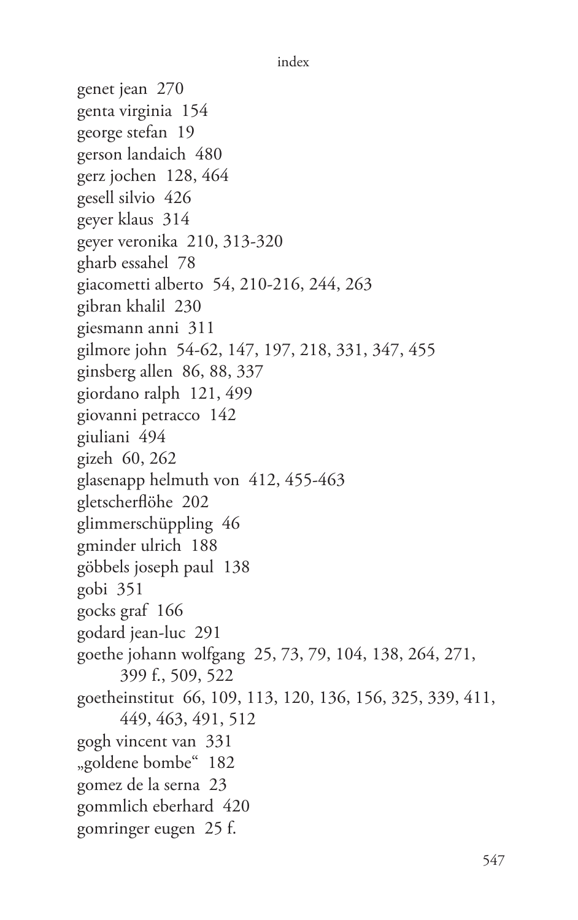genet jean 270
genta virginia 154
george stefan 19
gerson landaich 480
gerz jochen 128, 464
gesell silvio 426
geyer klaus 314
geyer veronika 210, 313-320
gharb essahel 78
giacometti alberto 54, 210-216, 244, 263
gibran khalil 230
giesmann anni 311
gilmore john 54-62, 147, 197, 218, 331, 347, 455
ginsberg allen 86, 88, 337
giordano ralph 121, 499
giovanni petracco 142
giuliani 494
gizeh 60, 262
glasenapp helmuth von 412, 455-463
gletscherflöhe 202
glimmerschüppling 46
gminder ulrich 188
göbbels joseph paul 138
gobi 351
gocks graf 166
godard jean-luc 291
goethe johann wolfgang 25, 73, 79, 104, 138, 264, 271, 399 f., 509, 522
goetheinstitut 66, 109, 113, 120, 136, 156, 325, 339, 411, 449, 463, 491, 512
gogh vincent van 331
„goldene bombe“ 182
gomez de la serna 23
gommlich eberhard 420
gomringer eugen 25 f.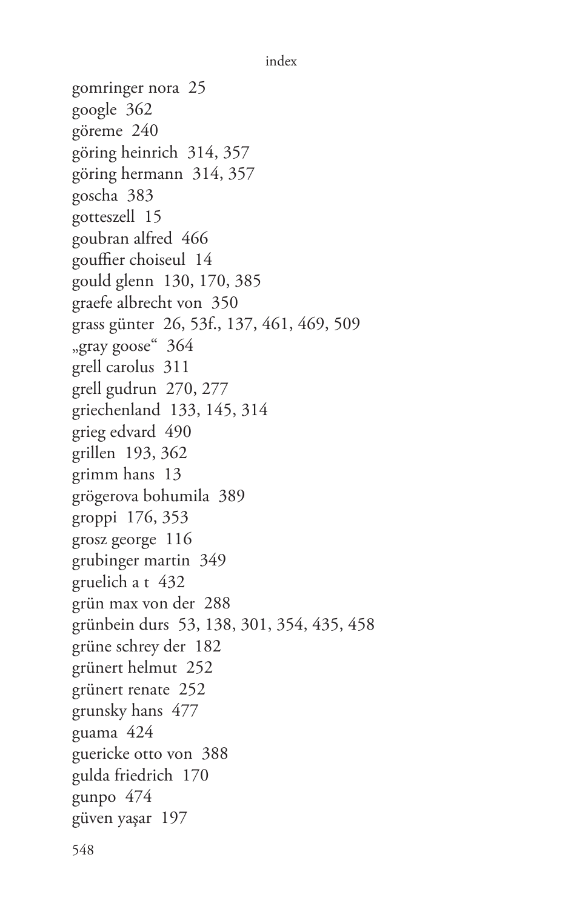gomringer nora 25
google 362
göreme 240
göring heinrich 314, 357
göring hermann 314, 357
goscha 383
gotteszell 15
goubran alfred 466
gouffier choiseul 14
gould glenn 130, 170, 385
graefe albrecht von 350
grass günter 26, 53f., 137, 461, 469, 509
„gray goose“ 364
grell carolus 311
grell gudrun 270, 277
griechenland 133, 145, 314
grieg edvard 490
grillen 193, 362
grimm hans 13
grögerova bohumila 389
groppi 176, 353
grosz george 116
grubinger martin 349
gruelich a t 432
grün max von der 288
grünbein durs 53, 138, 301, 354, 435, 458
grüne schrey der 182
grünert helmut 252
grünert renate 252
grunsky hans 477
guama 424
guericke otto von 388
gulda friedrich 170
gunpo 474
güven yaşar 197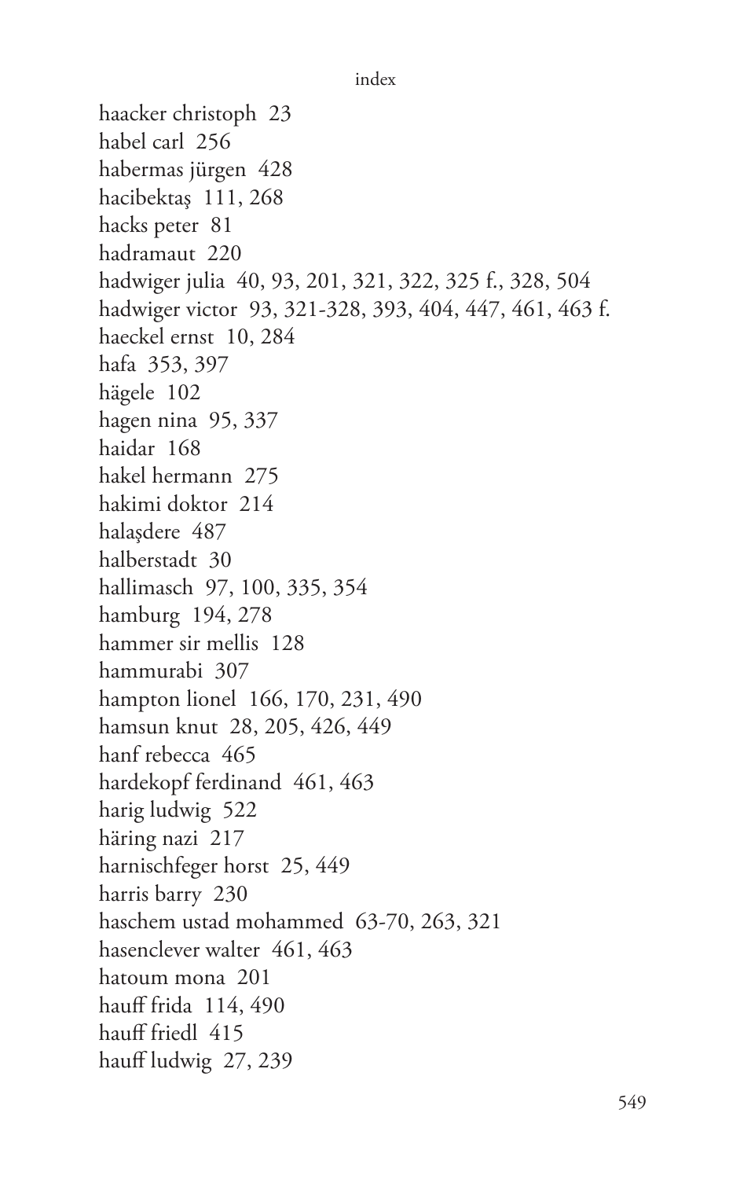haacker christoph 23
habel carl 256
habermas jürgen 428
hacibektaş 111, 268
hacks peter 81
hadramaut 220
hadwiger julia 40, 93, 201, 321, 322, 325 f., 328, 504
hadwiger victor 93, 321-328, 393, 404, 447, 461, 463 f.
haeckel ernst 10, 284
hafa 353, 397
hägele 102
hagen nina 95, 337
haidar 168
hakel hermann 275
hakimi doktor 214
halaşdere 487
halberstadt 30
hallimasch 97, 100, 335, 354
hamburg 194, 278
hammer sir mellis 128
hammurabi 307
hampton lionel 166, 170, 231, 490
hamsun knut 28, 205, 426, 449
hanf rebecca 465
hardekopf ferdinand 461, 463
harig ludwig 522
häring nazi 217
harnischfeger horst 25, 449
harris barry 230
haschem ustad mohammed 63-70, 263, 321
hasenclever walter 461, 463
hatoum mona 201
hauff frida 114, 490
hauff friedl 415
hauff ludwig 27, 239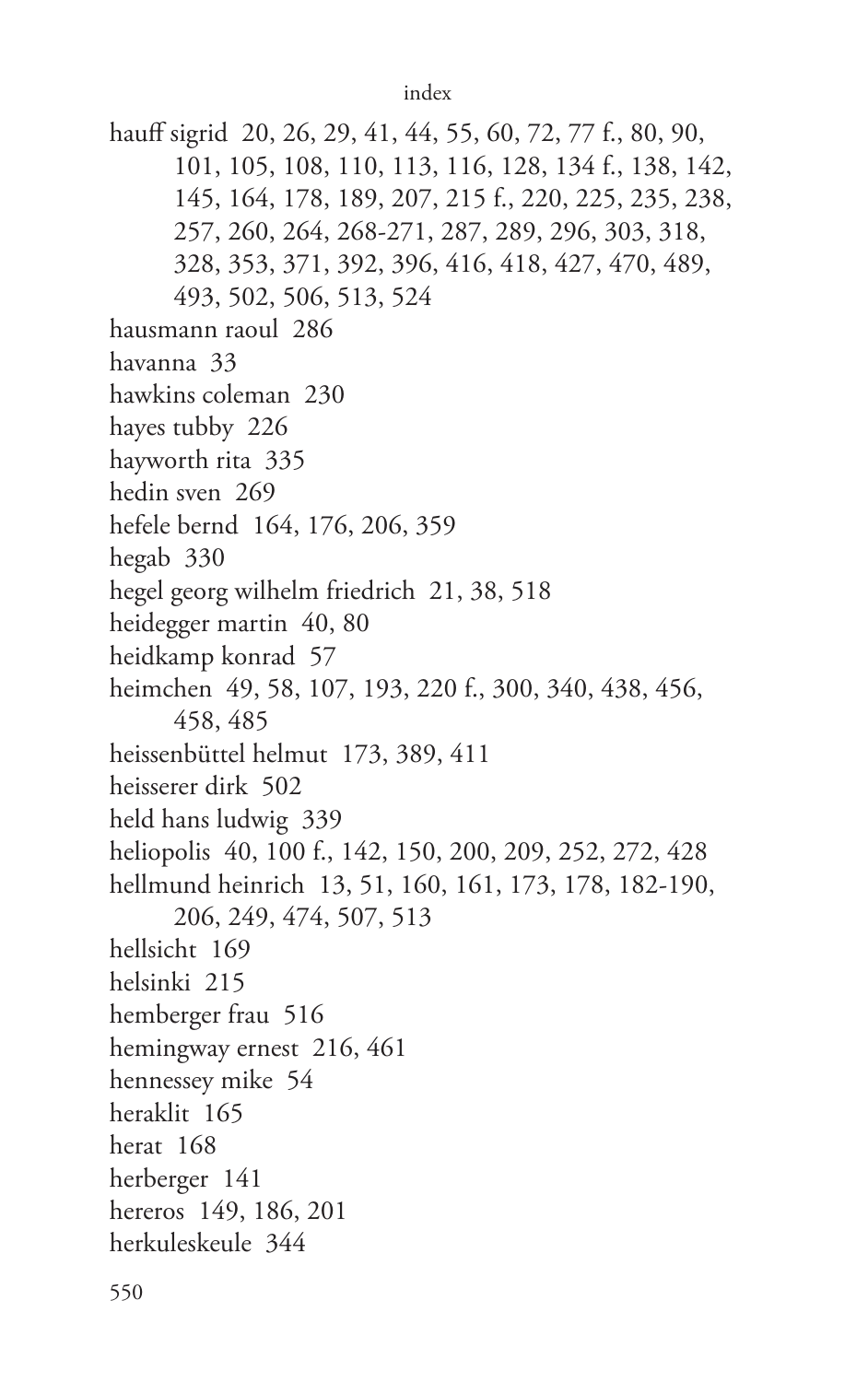hauff sigrid  20, 26, 29, 41, 44, 55, 60, 72, 77 f., 80, 90, 101, 105, 108, 110, 113, 116, 128, 134 f., 138, 142, 145, 164, 178, 189, 207, 215 f., 220, 225, 235, 238, 257, 260, 264, 268-271, 287, 289, 296, 303, 318, 328, 353, 371, 392, 396, 416, 418, 427, 470, 489, 493, 502, 506, 513, 524

hausmann raoul  286

havanna  33

hawkins coleman  230

hayes tubby  226

hayworth rita  335

hedin sven  269

hefele bernd  164, 176, 206, 359

hegab  330

hegel georg wilhelm friedrich  21, 38, 518

heidegger martin  40, 80

heidkamp konrad  57

heimchen  49, 58, 107, 193, 220 f., 300, 340, 438, 456, 458, 485

heissenbüttel helmut  173, 389, 411

heisserer dirk  502

held hans ludwig  339

heliopolis  40, 100 f., 142, 150, 200, 209, 252, 272, 428

hellmund heinrich  13, 51, 160, 161, 173, 178, 182-190, 206, 249, 474, 507, 513

hellsicht  169

helsinki  215

hemberger frau  516

hemingway ernest  216, 461

hennessey mike  54

heraklit  165

herat  168

herberger  141

hereros  149, 186, 201

herkuleskeule  344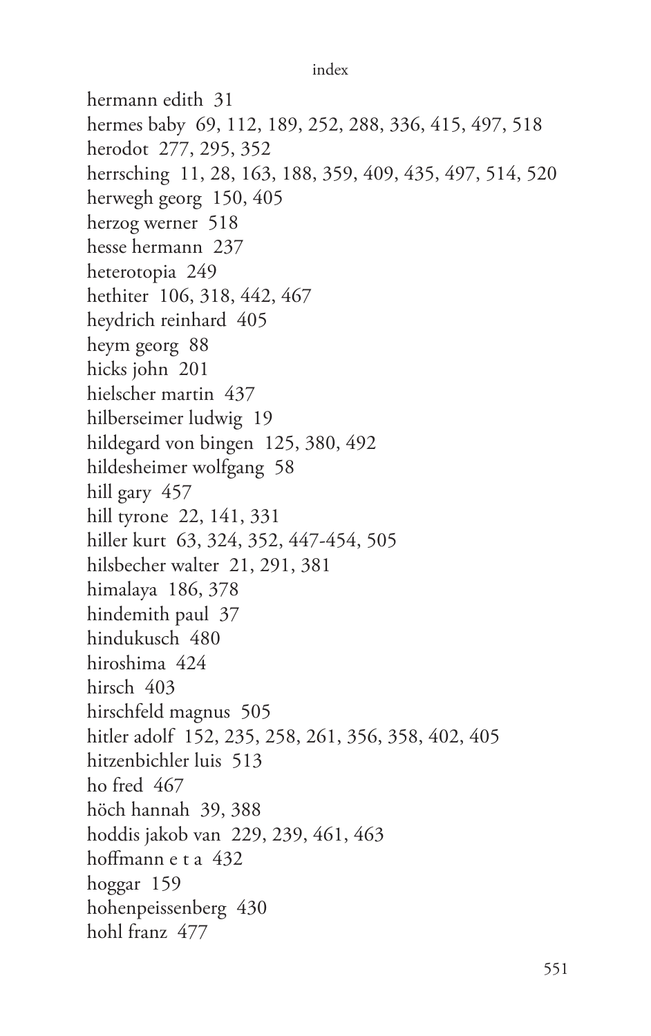hermann edith  31
hermes baby  69, 112, 189, 252, 288, 336, 415, 497, 518
herodot  277, 295, 352
herrsching  11, 28, 163, 188, 359, 409, 435, 497, 514, 520
herwegh georg  150, 405
herzog werner  518
hesse hermann  237
heterotopia  249
hethiter  106, 318, 442, 467
heydrich reinhard  405
heym georg  88
hicks john  201
hielscher martin  437
hilberseimer ludwig  19
hildegard von bingen  125, 380, 492
hildesheimer wolfgang  58
hill gary  457
hill tyrone  22, 141, 331
hiller kurt  63, 324, 352, 447-454, 505
hilsbecher walter  21, 291, 381
himalaya  186, 378
hindemith paul  37
hindukusch  480
hiroshima  424
hirsch  403
hirschfeld magnus  505
hitler adolf  152, 235, 258, 261, 356, 358, 402, 405
hitzenbichler luis  513
ho fred  467
höch hannah  39, 388
hoddis jakob van  229, 239, 461, 463
hoffmann e t a  432
hoggar  159
hohenpeissenberg  430
hohl franz  477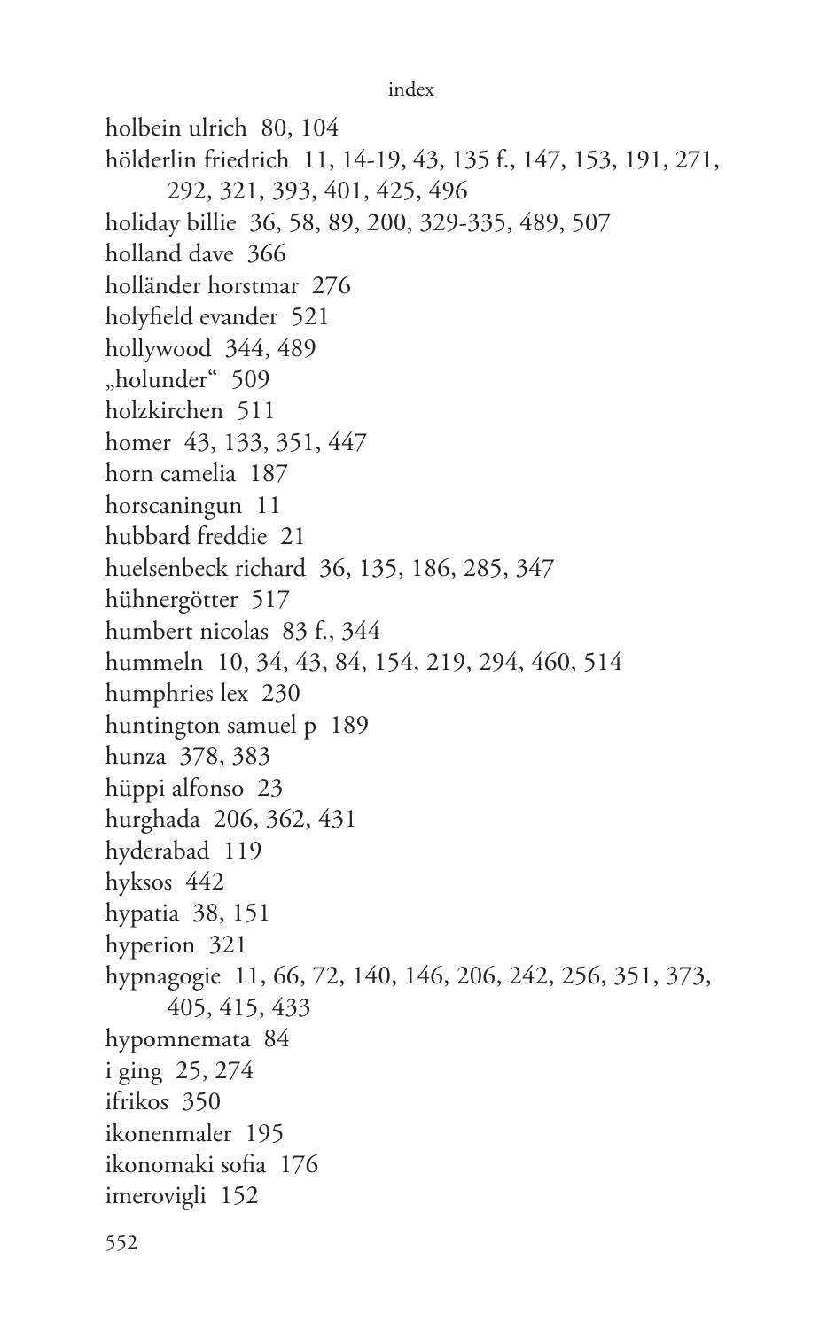holbein ulrich 80, 104
hölderlin friedrich 11, 14-19, 43, 135 f., 147, 153, 191, 271, 292, 321, 393, 401, 425, 496
holiday billie 36, 58, 89, 200, 329-335, 489, 507
holland dave 366
holländer horstmar 276
holyfield evander 521
hollywood 344, 489
„holunder“ 509
holzkirchen 511
homer 43, 133, 351, 447
horn camelia 187
horscaningun 11
hubbard freddie 21
huelsenbeck richard 36, 135, 186, 285, 347
hühnergötter 517
humbert nicolas 83 f., 344
hummeln 10, 34, 43, 84, 154, 219, 294, 460, 514
humphries lex 230
huntington samuel p 189
hunza 378, 383
hüppi alfonso 23
hurghada 206, 362, 431
hyderabad 119
hyksos 442
hypatia 38, 151
hyperion 321
hypnagogie 11, 66, 72, 140, 146, 206, 242, 256, 351, 373, 405, 415, 433
hypomnemata 84
i ging 25, 274
ifrikos 350
ikonenmaler 195
ikonomaki sofia 176
imerovigli 152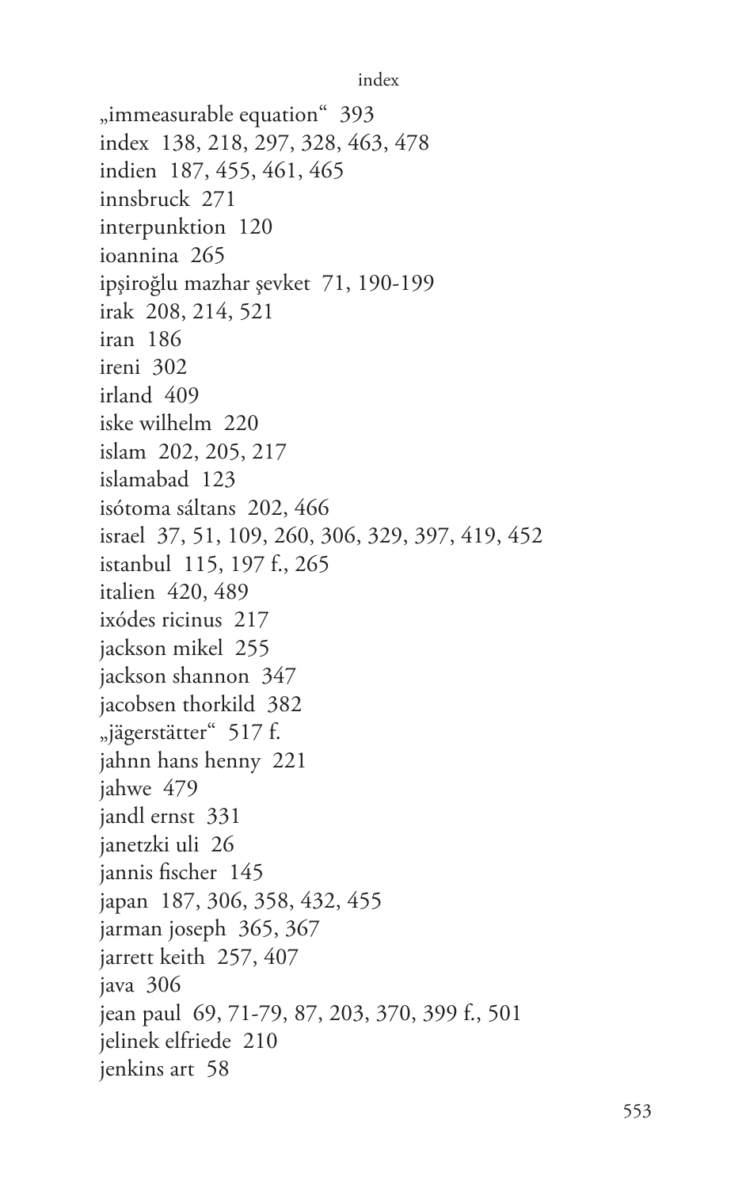„immeasurable equation“ 393
index 138, 218, 297, 328, 463, 478
indien 187, 455, 461, 465
innsbruck 271
interpunktion 120
ioannina 265
ipşiroğlu mazhar şevket 71, 190-199
irak 208, 214, 521
iran 186
ireni 302
irland 409
iske wilhelm 220
islam 202, 205, 217
islamabad 123
isótoma sáltans 202, 466
israel 37, 51, 109, 260, 306, 329, 397, 419, 452
istanbul 115, 197 f., 265
italien 420, 489
ixódes ricinus 217
jackson mikel 255
jackson shannon 347
jacobsen thorkild 382
„jägerstätter“ 517 f.
jahnn hans henny 221
jahwe 479
jandl ernst 331
janetzki uli 26
jannis fischer 145
japan 187, 306, 358, 432, 455
jarman joseph 365, 367
jarrett keith 257, 407
java 306
jean paul 69, 71-79, 87, 203, 370, 399 f., 501
jelinek elfriede 210
jenkins art 58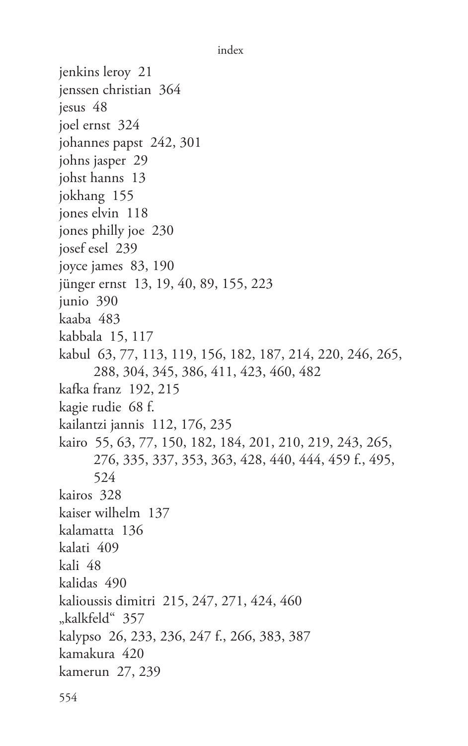jenkins leroy 21
jenssen christian 364
jesus 48
joel ernst 324
johannes papst 242, 301
johns jasper 29
johst hanns 13
jokhang 155
jones elvin 118
jones philly joe 230
josef esel 239
joyce james 83, 190
jünger ernst 13, 19, 40, 89, 155, 223
junio 390
kaaba 483
kabbala 15, 117
kabul 63, 77, 113, 119, 156, 182, 187, 214, 220, 246, 265, 288, 304, 345, 386, 411, 423, 460, 482
kafka franz 192, 215
kagie rudie 68 f.
kailantzi jannis 112, 176, 235
kairo 55, 63, 77, 150, 182, 184, 201, 210, 219, 243, 265, 276, 335, 337, 353, 363, 428, 440, 444, 459 f., 495, 524
kairos 328
kaiser wilhelm 137
kalamatta 136
kalati 409
kali 48
kalidas 490
kalioussis dimitri 215, 247, 271, 424, 460
„kalkfeld“ 357
kalypso 26, 233, 236, 247 f., 266, 383, 387
kamakura 420
kamerun 27, 239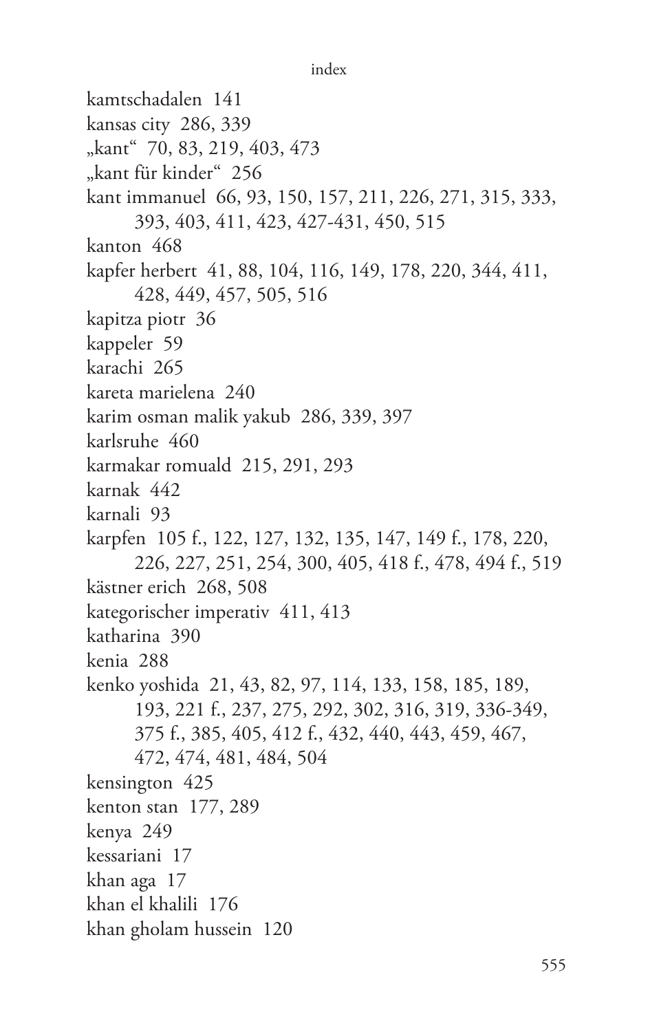kamtschadalen 141
kansas city 286, 339
„kant“ 70, 83, 219, 403, 473
„kant für kinder“ 256
kant immanuel 66, 93, 150, 157, 211, 226, 271, 315, 333, 393, 403, 411, 423, 427-431, 450, 515
kanton 468
kapfer herbert 41, 88, 104, 116, 149, 178, 220, 344, 411, 428, 449, 457, 505, 516
kapitza piotr 36
kappeler 59
karachi 265
kareta marielena 240
karim osman malik yakub 286, 339, 397
karlsruhe 460
karmakar romuald 215, 291, 293
karnak 442
karnali 93
karpfen 105 f., 122, 127, 132, 135, 147, 149 f., 178, 220, 226, 227, 251, 254, 300, 405, 418 f., 478, 494 f., 519
kästner erich 268, 508
kategorischer imperativ 411, 413
katharina 390
kenia 288
kenko yoshida 21, 43, 82, 97, 114, 133, 158, 185, 189, 193, 221 f., 237, 275, 292, 302, 316, 319, 336-349, 375 f., 385, 405, 412 f., 432, 440, 443, 459, 467, 472, 474, 481, 484, 504
kensington 425
kenton stan 177, 289
kenya 249
kessariani 17
khan aga 17
khan el khalili 176
khan gholam hussein 120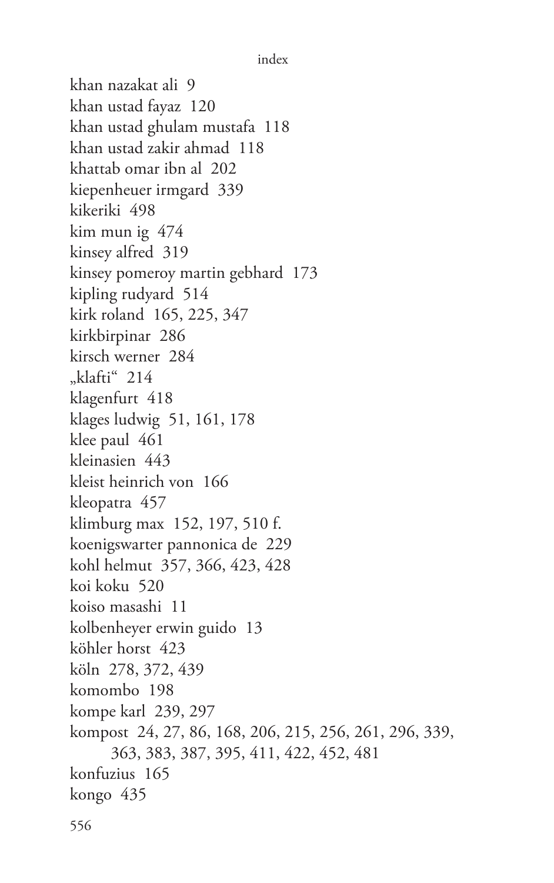khan nazakat ali 9
khan ustad fayaz 120
khan ustad ghulam mustafa 118
khan ustad zakir ahmad 118
khattab omar ibn al 202
kiepenheuer irmgard 339
kikeriki 498
kim mun ig 474
kinsey alfred 319
kinsey pomeroy martin gebhard 173
kipling rudyard 514
kirk roland 165, 225, 347
kirkbirpinar 286
kirsch werner 284
„klafti“ 214
klagenfurt 418
klages ludwig 51, 161, 178
klee paul 461
kleinasien 443
kleist heinrich von 166
kleopatra 457
klimburg max 152, 197, 510 f.
koenigswarter pannonica de 229
kohl helmut 357, 366, 423, 428
koi koku 520
koiso masashi 11
kolbenheyer erwin guido 13
köhler horst 423
köln 278, 372, 439
komombo 198
kompe karl 239, 297
kompost 24, 27, 86, 168, 206, 215, 256, 261, 296, 339, 363, 383, 387, 395, 411, 422, 452, 481
konfuzius 165
kongo 435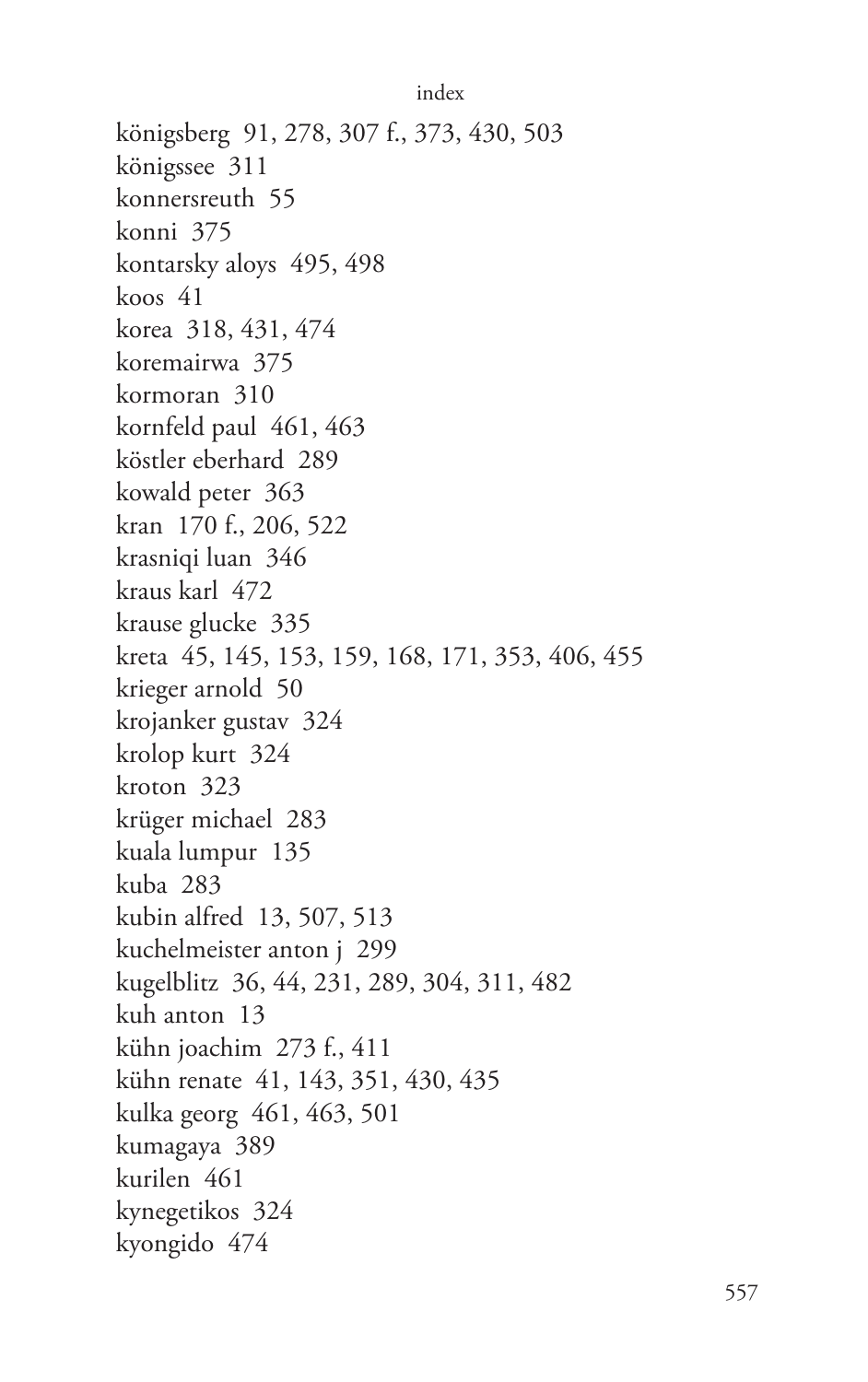königsberg 91, 278, 307 f., 373, 430, 503
königssee 311
konnersreuth 55
konni 375
kontarsky aloys 495, 498
koos 41
korea 318, 431, 474
koremairwa 375
kormoran 310
kornfeld paul 461, 463
köstler eberhard 289
kowald peter 363
kran 170 f., 206, 522
krasniqi luan 346
kraus karl 472
krause glucke 335
kreta 45, 145, 153, 159, 168, 171, 353, 406, 455
krieger arnold 50
krojanker gustav 324
krolop kurt 324
kroton 323
krüger michael 283
kuala lumpur 135
kuba 283
kubin alfred 13, 507, 513
kuchelmeister anton j 299
kugelblitz 36, 44, 231, 289, 304, 311, 482
kuh anton 13
kühn joachim 273 f., 411
kühn renate 41, 143, 351, 430, 435
kulka georg 461, 463, 501
kumagaya 389
kurilen 461
kynegetikos 324
kyongido 474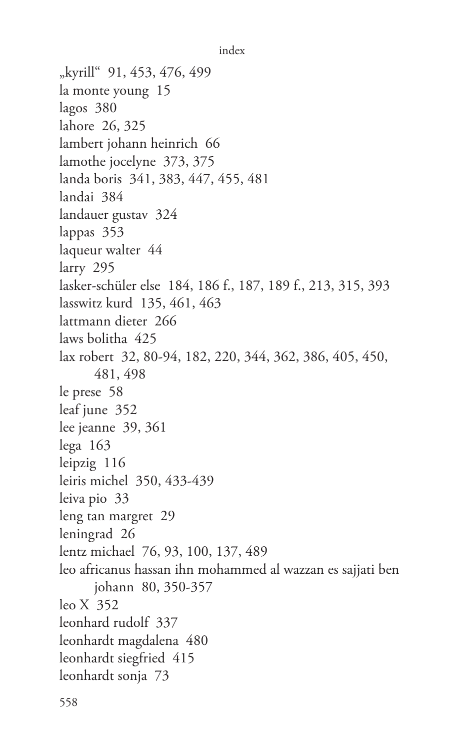„kyrill“ 91, 453, 476, 499
la monte young 15
lagos 380
lahore 26, 325
lambert johann heinrich 66
lamothe jocelyne 373, 375
landa boris 341, 383, 447, 455, 481
landai 384
landauer gustav 324
lappas 353
laqueur walter 44
larry 295
lasker-schüler else 184, 186 f., 187, 189 f., 213, 315, 393
lasswitz kurd 135, 461, 463
lattmann dieter 266
laws bolitha 425
lax robert 32, 80-94, 182, 220, 344, 362, 386, 405, 450, 481, 498
le prese 58
leaf june 352
lee jeanne 39, 361
lega 163
leipzig 116
leiris michel 350, 433-439
leiva pio 33
leng tan margret 29
leningrad 26
lentz michael 76, 93, 100, 137, 489
leo africanus hassan ihn mohammed al wazzan es sajjati ben johann 80, 350-357
leo X 352
leonhard rudolf 337
leonhardt magdalena 480
leonhardt siegfried 415
leonhardt sonja 73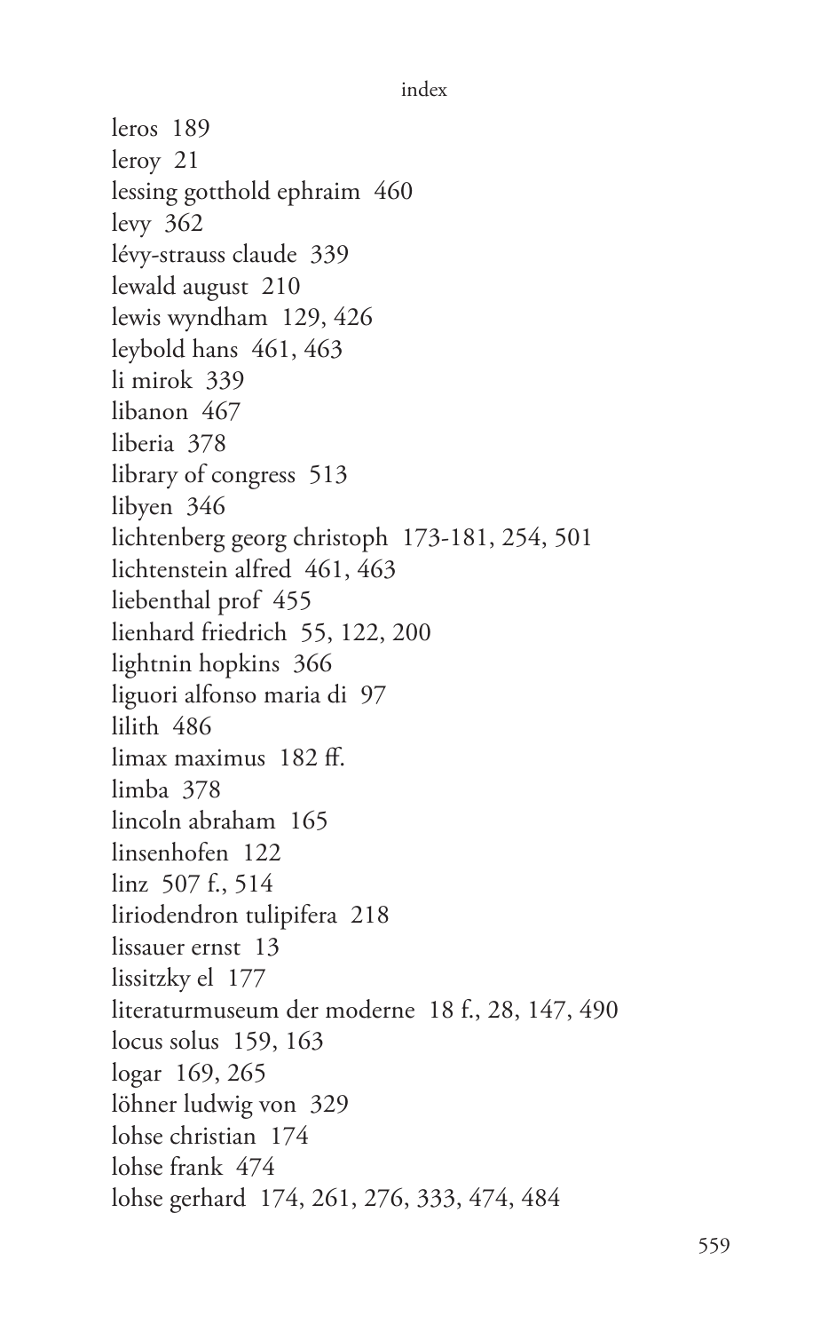leros 189
leroy 21
lessing gotthold ephraim 460
levy 362
lévy-strauss claude 339
lewald august 210
lewis wyndham 129, 426
leybold hans 461, 463
li mirok 339
libanon 467
liberia 378
library of congress 513
libyen 346
lichtenberg georg christoph 173-181, 254, 501
lichtenstein alfred 461, 463
liebenthal prof 455
lienhard friedrich 55, 122, 200
lightnin hopkins 366
liguori alfonso maria di 97
lilith 486
limax maximus 182 ff.
limba 378
lincoln abraham 165
linsenhofen 122
linz 507 f., 514
liriodendron tulipifera 218
lissauer ernst 13
lissitzky el 177
literaturmuseum der moderne 18 f., 28, 147, 490
locus solus 159, 163
logar 169, 265
löhner ludwig von 329
lohse christian 174
lohse frank 474
lohse gerhard 174, 261, 276, 333, 474, 484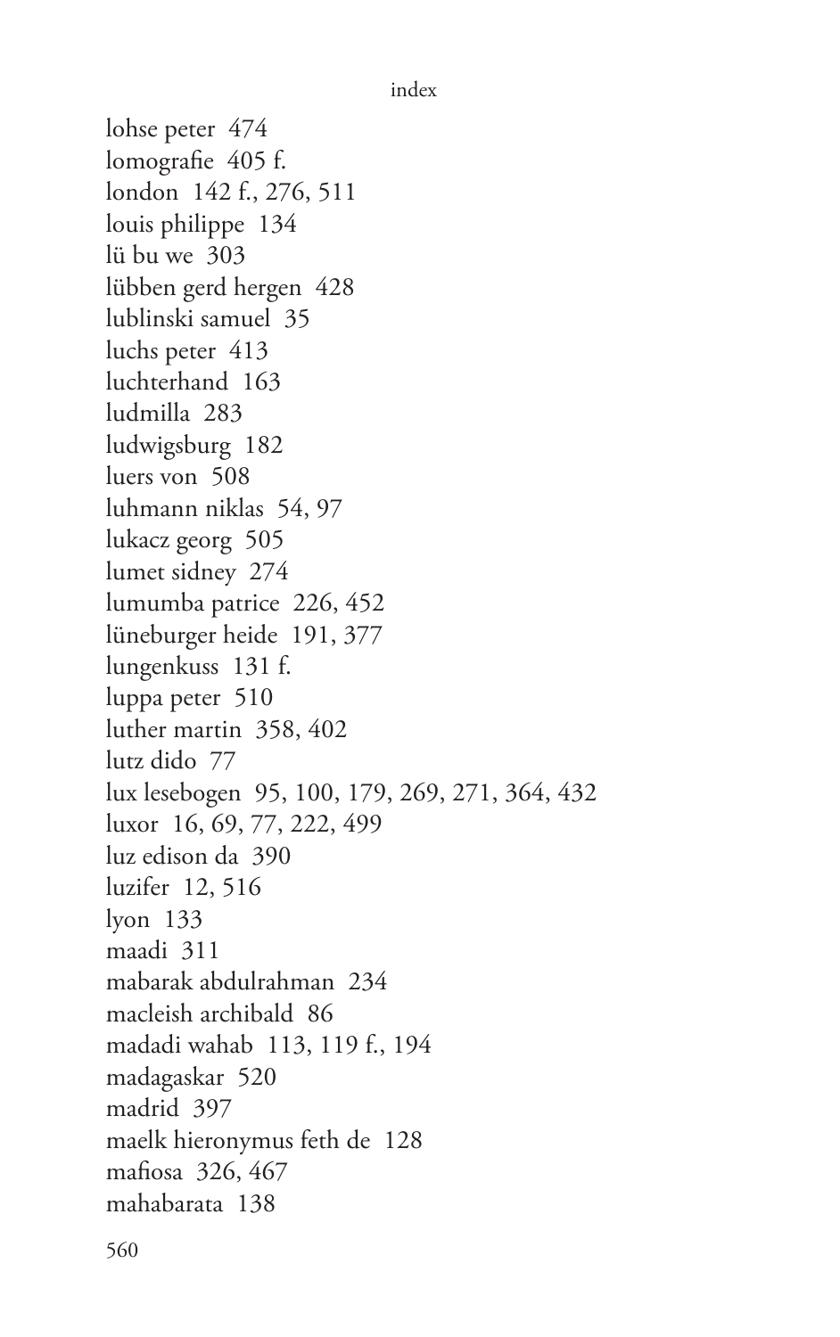lohse peter 474
lomografie 405 f.
london 142 f., 276, 511
louis philippe 134
lü bu we 303
lübben gerd hergen 428
lublinski samuel 35
luchs peter 413
luchterhand 163
ludmilla 283
ludwigsburg 182
luers von 508
luhmann niklas 54, 97
lukacz georg 505
lumet sidney 274
lumumba patrice 226, 452
lüneburger heide 191, 377
lungenkuss 131 f.
luppa peter 510
luther martin 358, 402
lutz dido 77
lux lesebogen 95, 100, 179, 269, 271, 364, 432
luxor 16, 69, 77, 222, 499
luz edison da 390
luzifer 12, 516
lyon 133
maadi 311
mabarak abdulrahman 234
macleish archibald 86
madadi wahab 113, 119 f., 194
madagaskar 520
madrid 397
maelk hieronymus feth de 128
mafiosa 326, 467
mahabarata 138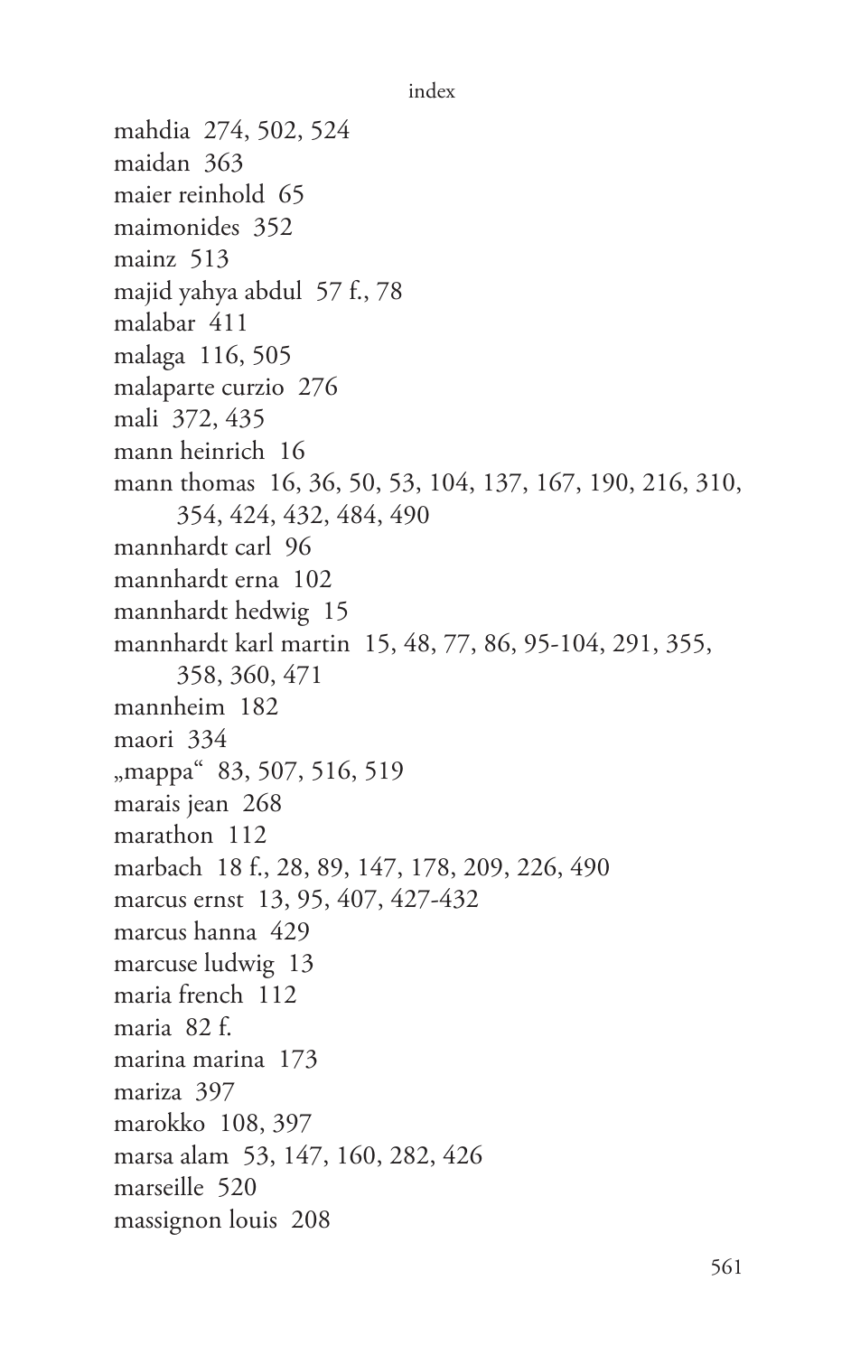mahdia 274, 502, 524
maidan 363
maier reinhold 65
maimonides 352
mainz 513
majid yahya abdul 57 f., 78
malabar 411
malaga 116, 505
malaparte curzio 276
mali 372, 435
mann heinrich 16
mann thomas 16, 36, 50, 53, 104, 137, 167, 190, 216, 310, 354, 424, 432, 484, 490
mannhardt carl 96
mannhardt erna 102
mannhardt hedwig 15
mannhardt karl martin 15, 48, 77, 86, 95-104, 291, 355, 358, 360, 471
mannheim 182
maori 334
„mappa“ 83, 507, 516, 519
marais jean 268
marathon 112
marbach 18 f., 28, 89, 147, 178, 209, 226, 490
marcus ernst 13, 95, 407, 427-432
marcus hanna 429
marcuse ludwig 13
maria french 112
maria 82 f.
marina marina 173
mariza 397
marokko 108, 397
marsa alam 53, 147, 160, 282, 426
marseille 520
massignon louis 208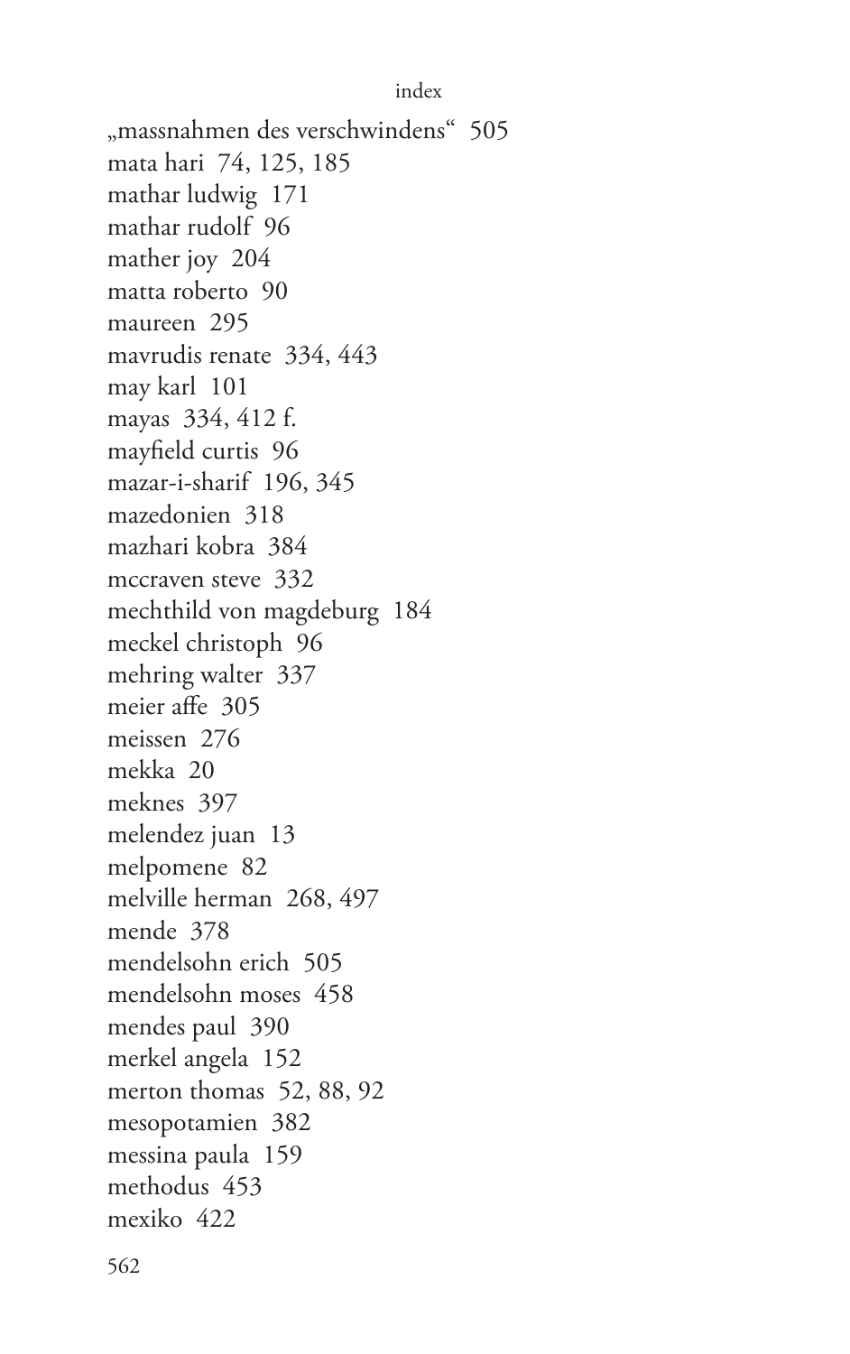„massnahmen des verschwindens" 505
mata hari 74, 125, 185
mathar ludwig 171
mathar rudolf 96
mather joy 204
matta roberto 90
maureen 295
mavrudis renate 334, 443
may karl 101
mayas 334, 412 f.
mayfield curtis 96
mazar-i-sharif 196, 345
mazedonien 318
mazhari kobra 384
mccraven steve 332
mechthild von magdeburg 184
meckel christoph 96
mehring walter 337
meier affe 305
meissen 276
mekka 20
meknes 397
melendez juan 13
melpomene 82
melville herman 268, 497
mende 378
mendelsohn erich 505
mendelsohn moses 458
mendes paul 390
merkel angela 152
merton thomas 52, 88, 92
mesopotamien 382
messina paula 159
methodus 453
mexiko 422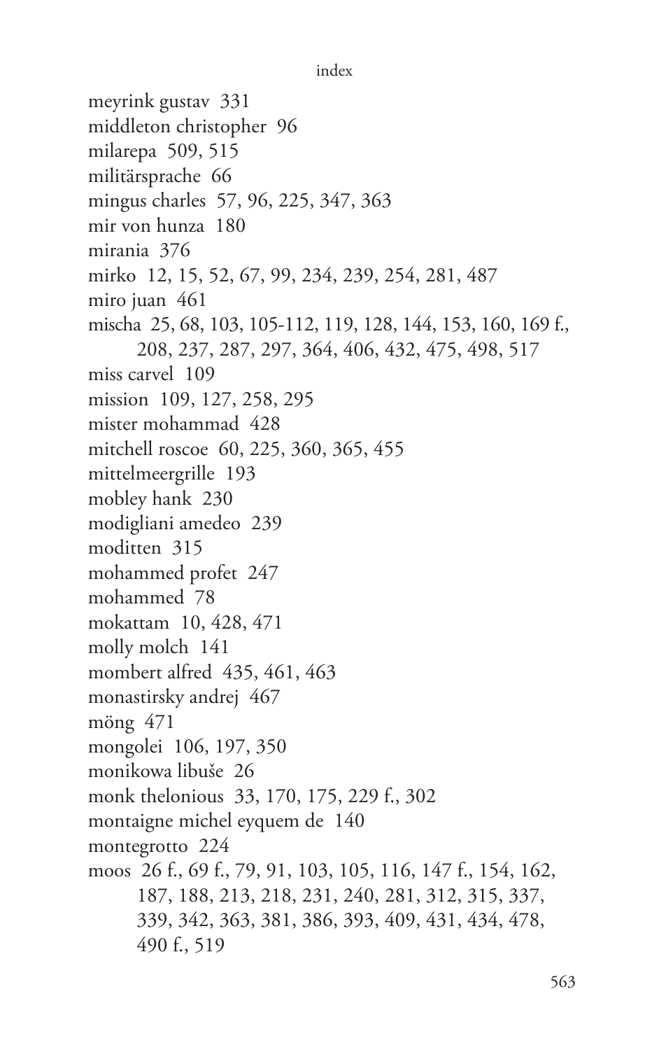meyrink gustav 331
middleton christopher 96
milarepa 509, 515
militärsprache 66
mingus charles 57, 96, 225, 347, 363
mir von hunza 180
mirania 376
mirko 12, 15, 52, 67, 99, 234, 239, 254, 281, 487
miro juan 461
mischa 25, 68, 103, 105-112, 119, 128, 144, 153, 160, 169 f., 208, 237, 287, 297, 364, 406, 432, 475, 498, 517
miss carvel 109
mission 109, 127, 258, 295
mister mohammad 428
mitchell roscoe 60, 225, 360, 365, 455
mittelmeergrille 193
mobley hank 230
modigliani amedeo 239
moditten 315
mohammed profet 247
mohammed 78
mokattam 10, 428, 471
molly molch 141
mombert alfred 435, 461, 463
monastirsky andrej 467
möng 471
mongolei 106, 197, 350
monikowa libuše 26
monk thelonious 33, 170, 175, 229 f., 302
montaigne michel eyquem de 140
montegrotto 224
moos 26 f., 69 f., 79, 91, 103, 105, 116, 147 f., 154, 162, 187, 188, 213, 218, 231, 240, 281, 312, 315, 337, 339, 342, 363, 381, 386, 393, 409, 431, 434, 478, 490 f., 519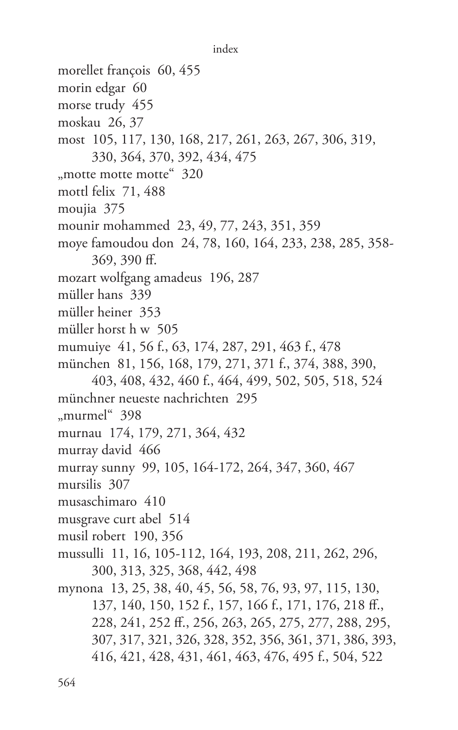morellet françois 60, 455

morin edgar 60

morse trudy 455

moskau 26, 37

most 105, 117, 130, 168, 217, 261, 263, 267, 306, 319, 330, 364, 370, 392, 434, 475

„motte motte motte“ 320

mottl felix 71, 488

moujia 375

mounir mohammed 23, 49, 77, 243, 351, 359

moye famoudou don 24, 78, 160, 164, 233, 238, 285, 358-369, 390 ff.

mozart wolfgang amadeus 196, 287

müller hans 339

müller heiner 353

müller horst h w 505

mumuiye 41, 56 f., 63, 174, 287, 291, 463 f., 478

münchen 81, 156, 168, 179, 271, 371 f., 374, 388, 390, 403, 408, 432, 460 f., 464, 499, 502, 505, 518, 524

münchner neueste nachrichten 295

„murmel“ 398

murnau 174, 179, 271, 364, 432

murray david 466

murray sunny 99, 105, 164-172, 264, 347, 360, 467

mursilis 307

musaschimaro 410

musgrave curt abel 514

musil robert 190, 356

mussulli 11, 16, 105-112, 164, 193, 208, 211, 262, 296, 300, 313, 325, 368, 442, 498

mynona 13, 25, 38, 40, 45, 56, 58, 76, 93, 97, 115, 130, 137, 140, 150, 152 f., 157, 166 f., 171, 176, 218 ff., 228, 241, 252 ff., 256, 263, 265, 275, 277, 288, 295, 307, 317, 321, 326, 328, 352, 356, 361, 371, 386, 393, 416, 421, 428, 431, 461, 463, 476, 495 f., 504, 522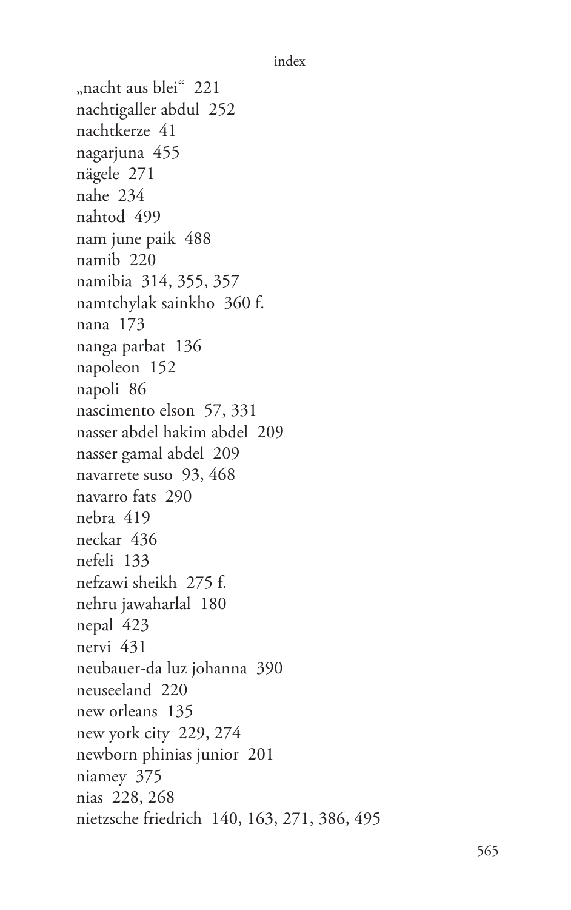„nacht aus blei“ 221
nachtigaller abdul 252
nachtkerze 41
nagarjuna 455
nägele 271
nahe 234
nahtod 499
nam june paik 488
namib 220
namibia 314, 355, 357
namtchylak sainkho 360 f.
nana 173
nanga parbat 136
napoleon 152
napoli 86
nascimento elson 57, 331
nasser abdel hakim abdel 209
nasser gamal abdel 209
navarrete suso 93, 468
navarro fats 290
nebra 419
neckar 436
nefeli 133
nefzawi sheikh 275 f.
nehru jawaharlal 180
nepal 423
nervi 431
neubauer-da luz johanna 390
neuseeland 220
new orleans 135
new york city 229, 274
newborn phinias junior 201
niamey 375
nias 228, 268
nietzsche friedrich 140, 163, 271, 386, 495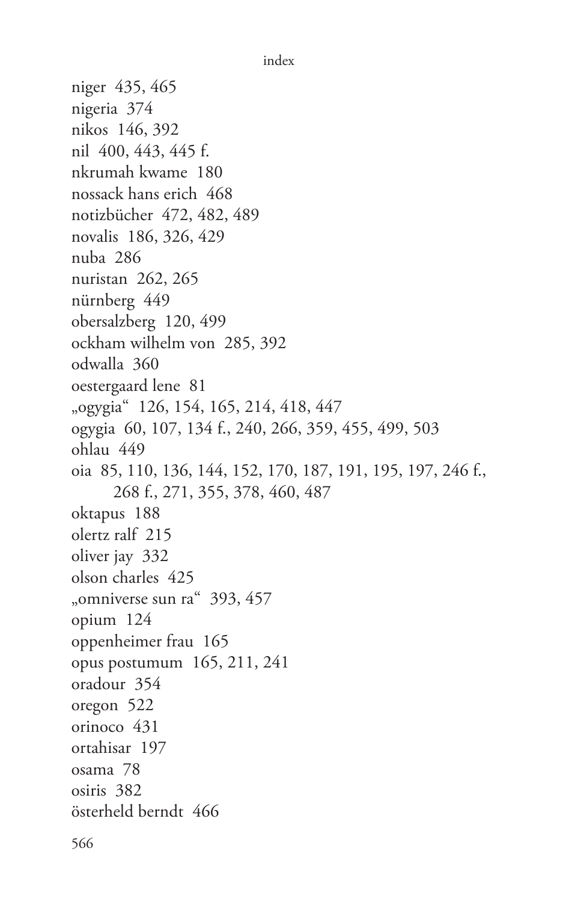niger 435, 465
nigeria 374
nikos 146, 392
nil 400, 443, 445 f.
nkrumah kwame 180
nossack hans erich 468
notizbücher 472, 482, 489
novalis 186, 326, 429
nuba 286
nuristan 262, 265
nürnberg 449
obersalzberg 120, 499
ockham wilhelm von 285, 392
odwalla 360
oestergaard lene 81
„ogygia" 126, 154, 165, 214, 418, 447
ogygia 60, 107, 134 f., 240, 266, 359, 455, 499, 503
ohlau 449
oia 85, 110, 136, 144, 152, 170, 187, 191, 195, 197, 246 f., 268 f., 271, 355, 378, 460, 487
oktapus 188
olertz ralf 215
oliver jay 332
olson charles 425
„omniverse sun ra" 393, 457
opium 124
oppenheimer frau 165
opus postumum 165, 211, 241
oradour 354
oregon 522
orinoco 431
ortahisar 197
osama 78
osiris 382
österheld berndt 466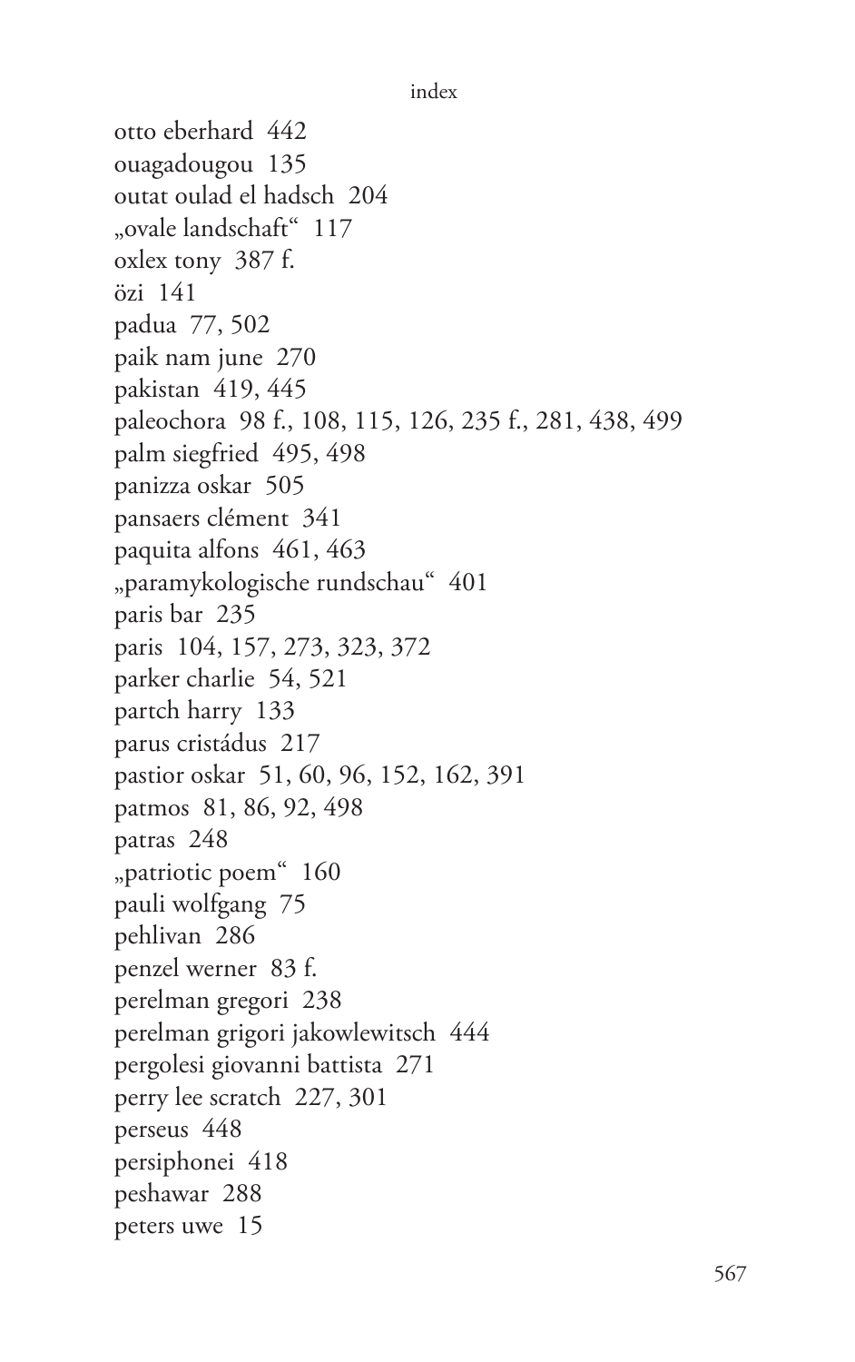otto eberhard 442
ouagadougou 135
outat oulad el hadsch 204
„ovale landschaft“ 117
oxlex tony 387 f.
özi 141
padua 77, 502
paik nam june 270
pakistan 419, 445
paleochora 98 f., 108, 115, 126, 235 f., 281, 438, 499
palm siegfried 495, 498
panizza oskar 505
pansaers clément 341
paquita alfons 461, 463
„paramykologische rundschau“ 401
paris bar 235
paris 104, 157, 273, 323, 372
parker charlie 54, 521
partch harry 133
parus cristádus 217
pastior oskar 51, 60, 96, 152, 162, 391
patmos 81, 86, 92, 498
patras 248
„patriotic poem“ 160
pauli wolfgang 75
pehlivan 286
penzel werner 83 f.
perelman gregori 238
perelman grigori jakowlewitsch 444
pergolesi giovanni battista 271
perry lee scratch 227, 301
perseus 448
persiphonei 418
peshawar 288
peters uwe 15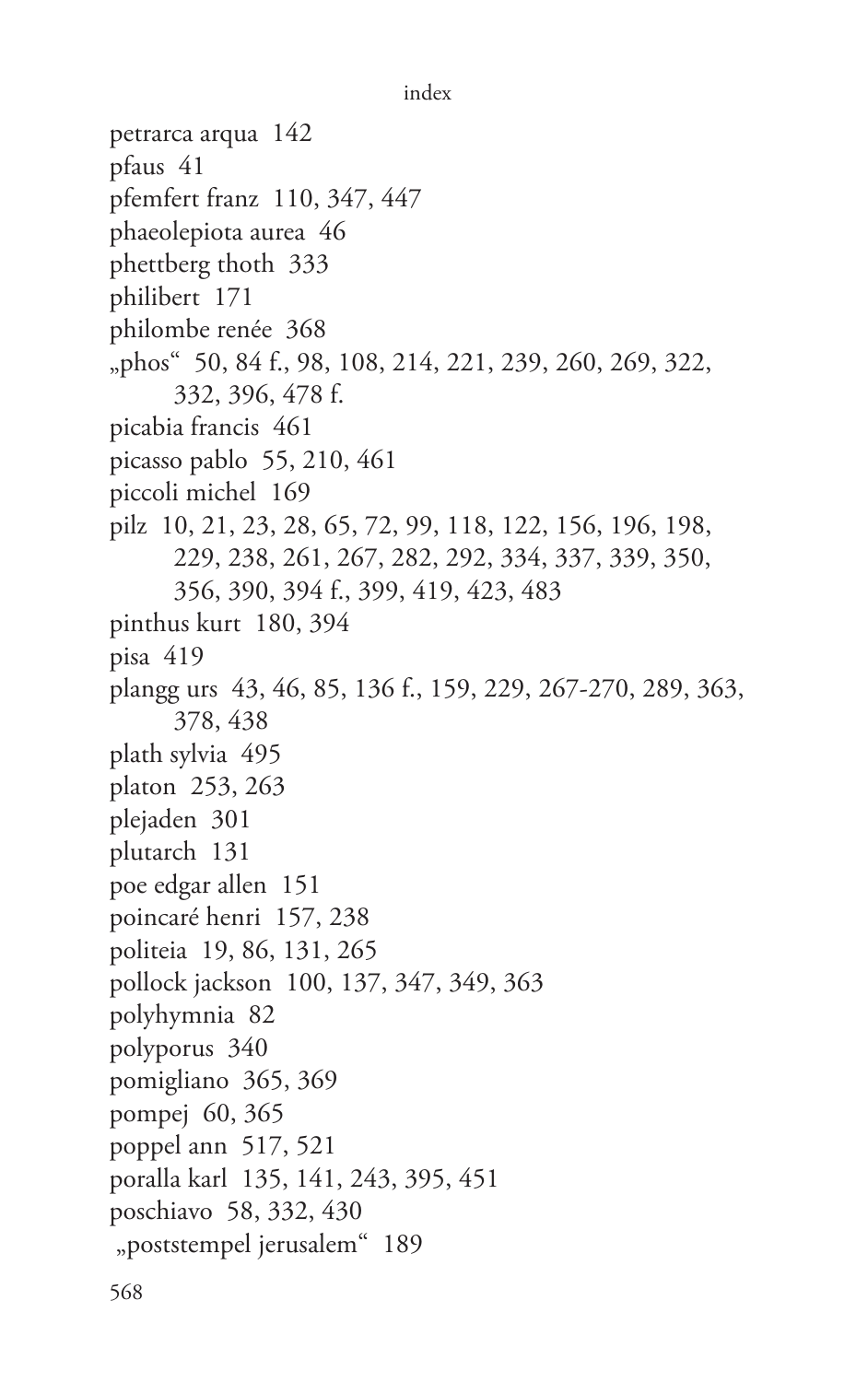petrarca arqua 142
pfaus 41
pfemfert franz 110, 347, 447
phaeolepiota aurea 46
phettberg thoth 333
philibert 171
philombe renée 368
„phos" 50, 84 f., 98, 108, 214, 221, 239, 260, 269, 322, 332, 396, 478 f.
picabia francis 461
picasso pablo 55, 210, 461
piccoli michel 169
pilz 10, 21, 23, 28, 65, 72, 99, 118, 122, 156, 196, 198, 229, 238, 261, 267, 282, 292, 334, 337, 339, 350, 356, 390, 394 f., 399, 419, 423, 483
pinthus kurt 180, 394
pisa 419
plangg urs 43, 46, 85, 136 f., 159, 229, 267-270, 289, 363, 378, 438
plath sylvia 495
platon 253, 263
plejaden 301
plutarch 131
poe edgar allen 151
poincaré henri 157, 238
politeia 19, 86, 131, 265
pollock jackson 100, 137, 347, 349, 363
polyhymnia 82
polyporus 340
pomigliano 365, 369
pompej 60, 365
poppel ann 517, 521
poralla karl 135, 141, 243, 395, 451
poschiavo 58, 332, 430
„poststempel jerusalem" 189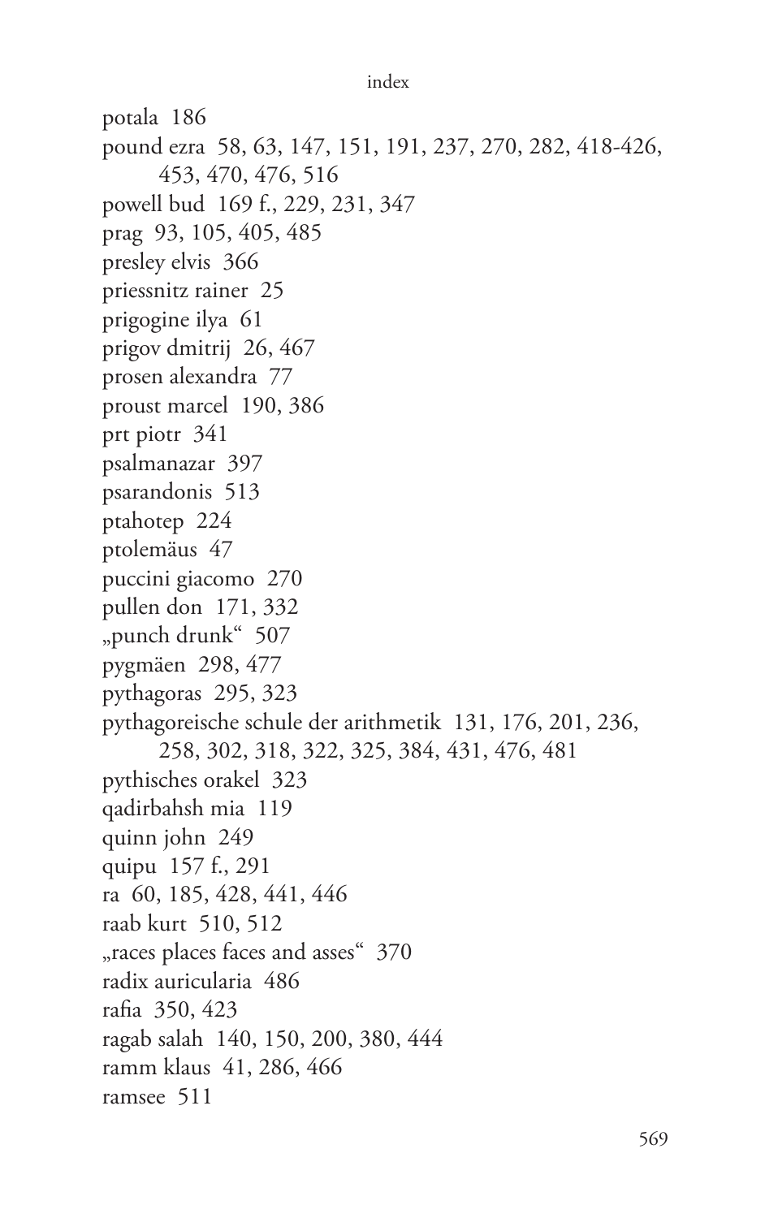potala 186
pound ezra 58, 63, 147, 151, 191, 237, 270, 282, 418-426, 453, 470, 476, 516
powell bud 169 f., 229, 231, 347
prag 93, 105, 405, 485
presley elvis 366
priessnitz rainer 25
prigogine ilya 61
prigov dmitrij 26, 467
prosen alexandra 77
proust marcel 190, 386
prt piotr 341
psalmanazar 397
psarandonis 513
ptahotep 224
ptolemäus 47
puccini giacomo 270
pullen don 171, 332
„punch drunk“ 507
pygmäen 298, 477
pythagoras 295, 323
pythagoreische schule der arithmetik 131, 176, 201, 236, 258, 302, 318, 322, 325, 384, 431, 476, 481
pythisches orakel 323
qadirbahsh mia 119
quinn john 249
quipu 157 f., 291
ra 60, 185, 428, 441, 446
raab kurt 510, 512
„races places faces and asses“ 370
radix auricularia 486
rafia 350, 423
ragab salah 140, 150, 200, 380, 444
ramm klaus 41, 286, 466
ramsee 511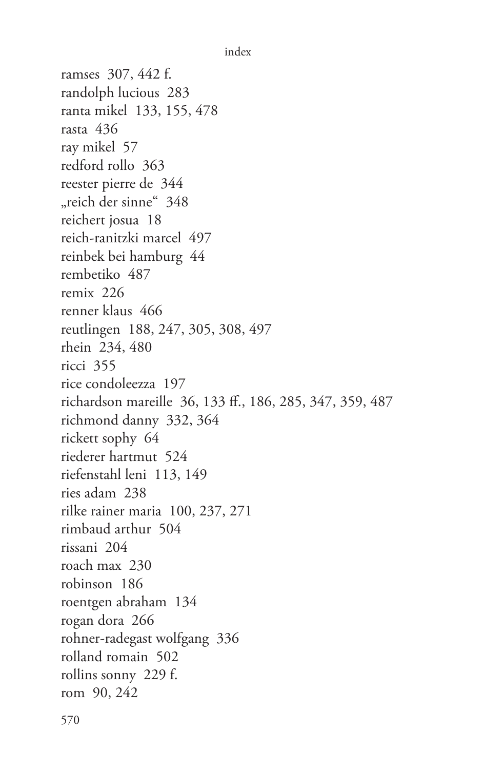ramses 307, 442 f.
randolph lucious 283
ranta mikel 133, 155, 478
rasta 436
ray mikel 57
redford rollo 363
reester pierre de 344
„reich der sinne“ 348
reichert josua 18
reich-ranitzki marcel 497
reinbek bei hamburg 44
rembetiko 487
remix 226
renner klaus 466
reutlingen 188, 247, 305, 308, 497
rhein 234, 480
ricci 355
rice condoleezza 197
richardson mareille 36, 133 ff., 186, 285, 347, 359, 487
richmond danny 332, 364
rickett sophy 64
riederer hartmut 524
riefenstahl leni 113, 149
ries adam 238
rilke rainer maria 100, 237, 271
rimbaud arthur 504
rissani 204
roach max 230
robinson 186
roentgen abraham 134
rogan dora 266
rohner-radegast wolfgang 336
rolland romain 502
rollins sonny 229 f.
rom 90, 242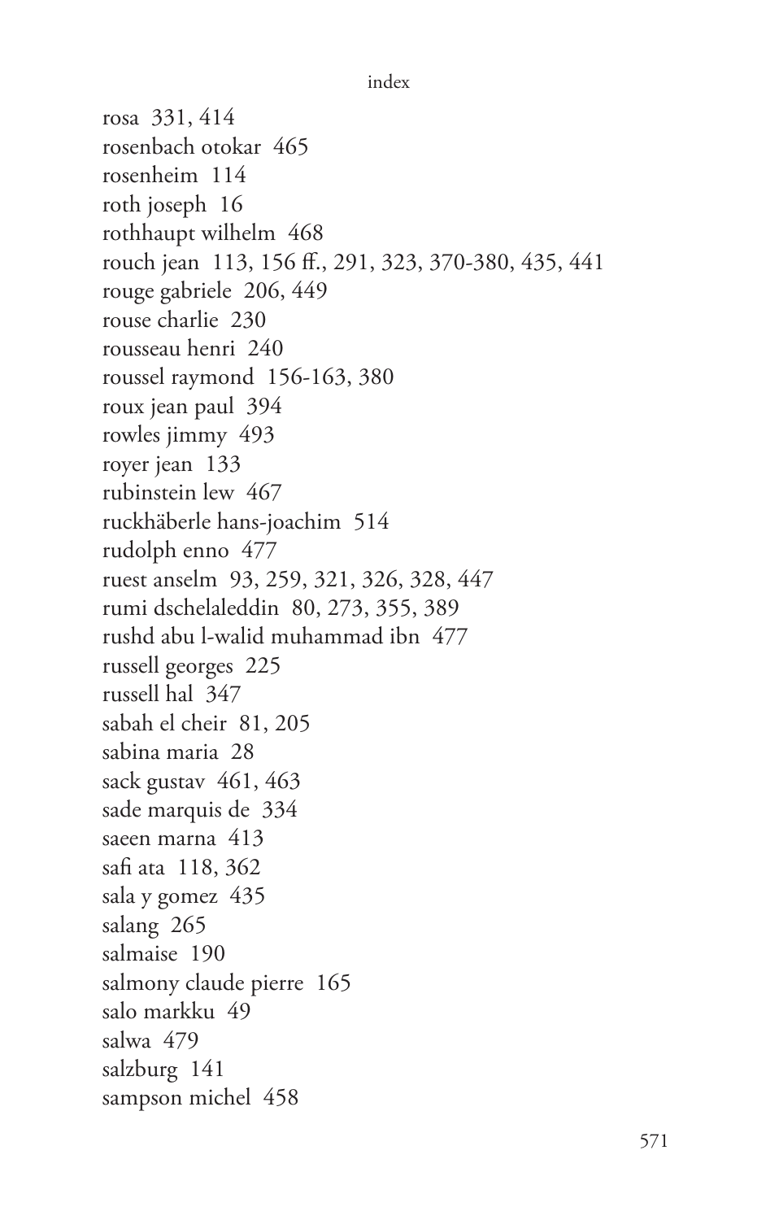rosa 331, 414
rosenbach otokar 465
rosenheim 114
roth joseph 16
rothhaupt wilhelm 468
rouch jean 113, 156 ff., 291, 323, 370-380, 435, 441
rouge gabriele 206, 449
rouse charlie 230
rousseau henri 240
roussel raymond 156-163, 380
roux jean paul 394
rowles jimmy 493
royer jean 133
rubinstein lew 467
ruckhäberle hans-joachim 514
rudolph enno 477
ruest anselm 93, 259, 321, 326, 328, 447
rumi dschelaleddin 80, 273, 355, 389
rushd abu l-walid muhammad ibn 477
russell georges 225
russell hal 347
sabah el cheir 81, 205
sabina maria 28
sack gustav 461, 463
sade marquis de 334
saeen marna 413
safi ata 118, 362
sala y gomez 435
salang 265
salmaise 190
salmony claude pierre 165
salo markku 49
salwa 479
salzburg 141
sampson michel 458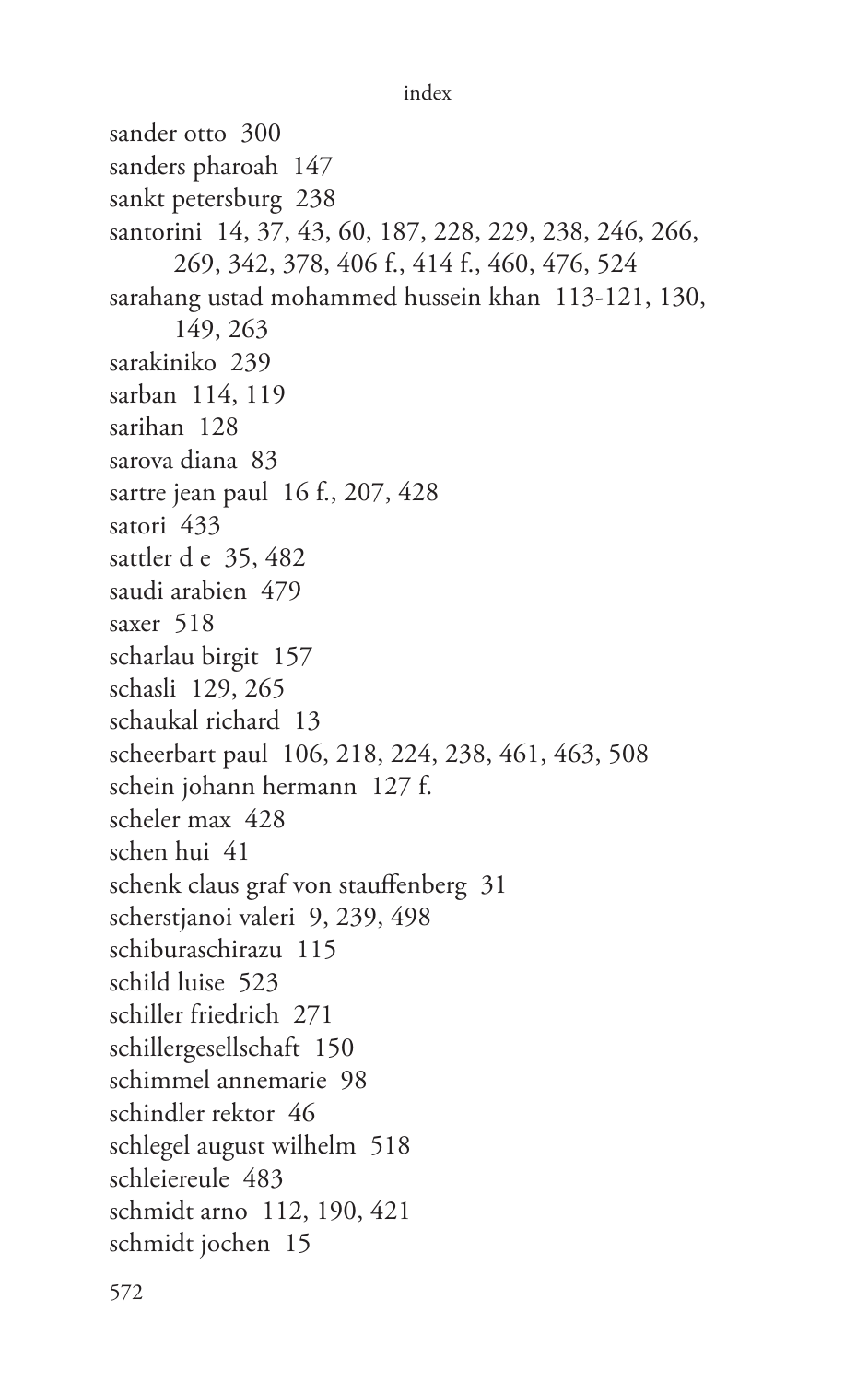sander otto 300
sanders pharoah 147
sankt petersburg 238
santorini 14, 37, 43, 60, 187, 228, 229, 238, 246, 266, 269, 342, 378, 406 f., 414 f., 460, 476, 524
sarahang ustad mohammed hussein khan 113-121, 130, 149, 263
sarakiniko 239
sarban 114, 119
sarihan 128
sarova diana 83
sartre jean paul 16 f., 207, 428
satori 433
sattler d e 35, 482
saudi arabien 479
saxer 518
scharlau birgit 157
schasli 129, 265
schaukal richard 13
scheerbart paul 106, 218, 224, 238, 461, 463, 508
schein johann hermann 127 f.
scheler max 428
schen hui 41
schenk claus graf von stauffenberg 31
scherstjanoi valeri 9, 239, 498
schiburaschirazu 115
schild luise 523
schiller friedrich 271
schillergesellschaft 150
schimmel annemarie 98
schindler rektor 46
schlegel august wilhelm 518
schleiereule 483
schmidt arno 112, 190, 421
schmidt jochen 15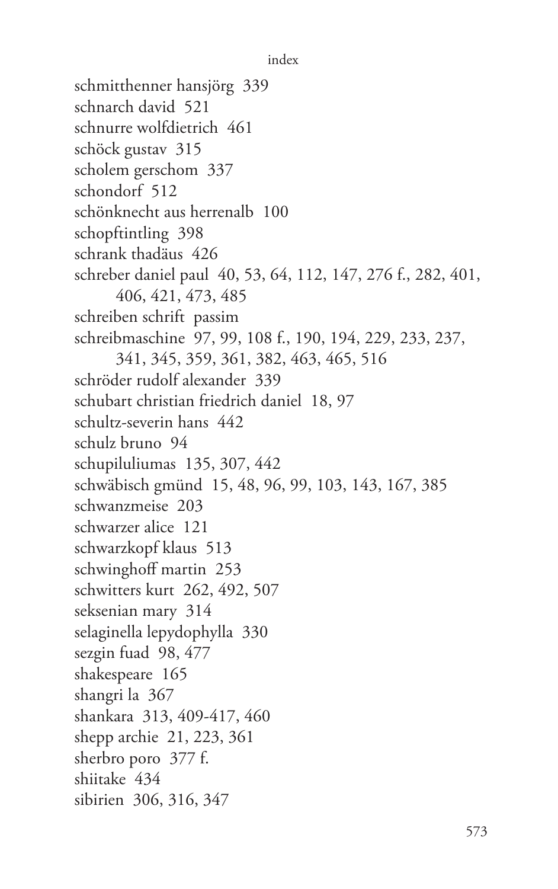schmitthenner hansjörg 339
schnarch david 521
schnurre wolfdietrich 461
schöck gustav 315
scholem gerschom 337
schondorf 512
schönknecht aus herrenalb 100
schopftintling 398
schrank thadäus 426
schreber daniel paul 40, 53, 64, 112, 147, 276 f., 282, 401, 406, 421, 473, 485
schreiben schrift passim
schreibmaschine 97, 99, 108 f., 190, 194, 229, 233, 237, 341, 345, 359, 361, 382, 463, 465, 516
schröder rudolf alexander 339
schubart christian friedrich daniel 18, 97
schultz-severin hans 442
schulz bruno 94
schupiluliumas 135, 307, 442
schwäbisch gmünd 15, 48, 96, 99, 103, 143, 167, 385
schwanzmeise 203
schwarzer alice 121
schwarzkopf klaus 513
schwinghoff martin 253
schwitters kurt 262, 492, 507
seksenian mary 314
selaginella lepydophylla 330
sezgin fuad 98, 477
shakespeare 165
shangri la 367
shankara 313, 409-417, 460
shepp archie 21, 223, 361
sherbro poro 377 f.
shiitake 434
sibirien 306, 316, 347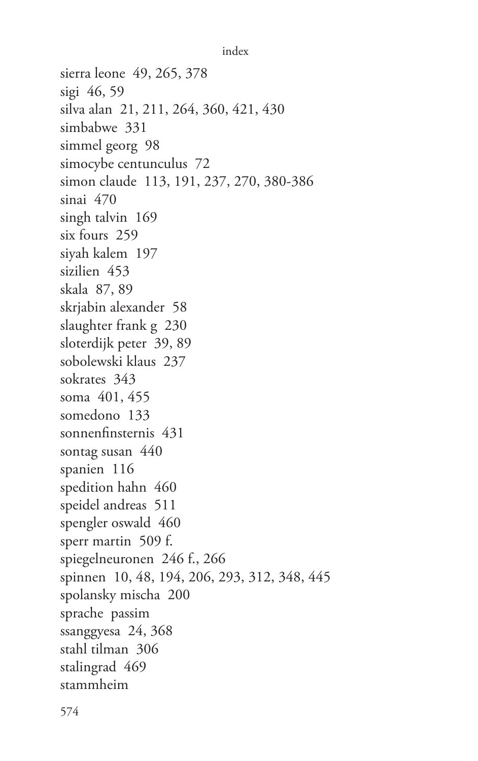sierra leone 49, 265, 378
sigi 46, 59
silva alan 21, 211, 264, 360, 421, 430
simbabwe 331
simmel georg 98
simocybe centunculus 72
simon claude 113, 191, 237, 270, 380-386
sinai 470
singh talvin 169
six fours 259
siyah kalem 197
sizilien 453
skala 87, 89
skrjabin alexander 58
slaughter frank g 230
sloterdijk peter 39, 89
sobolewski klaus 237
sokrates 343
soma 401, 455
somedono 133
sonnenfinsternis 431
sontag susan 440
spanien 116
spedition hahn 460
speidel andreas 511
spengler oswald 460
sperr martin 509 f.
spiegelneuronen 246 f., 266
spinnen 10, 48, 194, 206, 293, 312, 348, 445
spolansky mischa 200
sprache passim
ssanggyesa 24, 368
stahl tilman 306
stalingrad 469
stammheim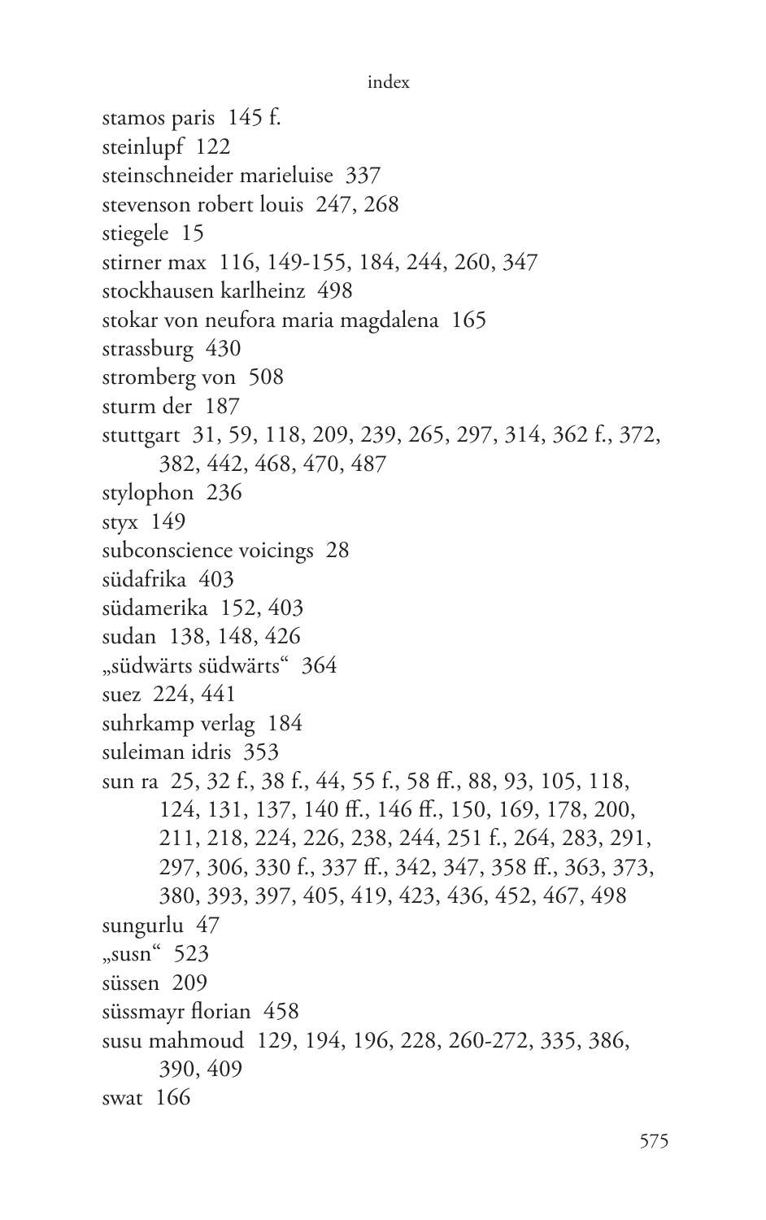stamos paris 145 f.
steinlupf 122
steinschneider marieluise 337
stevenson robert louis 247, 268
stiegele 15
stirner max 116, 149-155, 184, 244, 260, 347
stockhausen karlheinz 498
stokar von neufora maria magdalena 165
strassburg 430
stromberg von 508
sturm der 187
stuttgart 31, 59, 118, 209, 239, 265, 297, 314, 362 f., 372, 382, 442, 468, 470, 487
stylophon 236
styx 149
subconscience voicings 28
südafrika 403
südamerika 152, 403
sudan 138, 148, 426
„südwärts südwärts“ 364
suez 224, 441
suhrkamp verlag 184
suleiman idris 353
sun ra 25, 32 f., 38 f., 44, 55 f., 58 ff., 88, 93, 105, 118, 124, 131, 137, 140 ff., 146 ff., 150, 169, 178, 200, 211, 218, 224, 226, 238, 244, 251 f., 264, 283, 291, 297, 306, 330 f., 337 ff., 342, 347, 358 ff., 363, 373, 380, 393, 397, 405, 419, 423, 436, 452, 467, 498
sungurlu 47
„susn“ 523
süssen 209
süssmayr florian 458
susu mahmoud 129, 194, 196, 228, 260-272, 335, 386, 390, 409
swat 166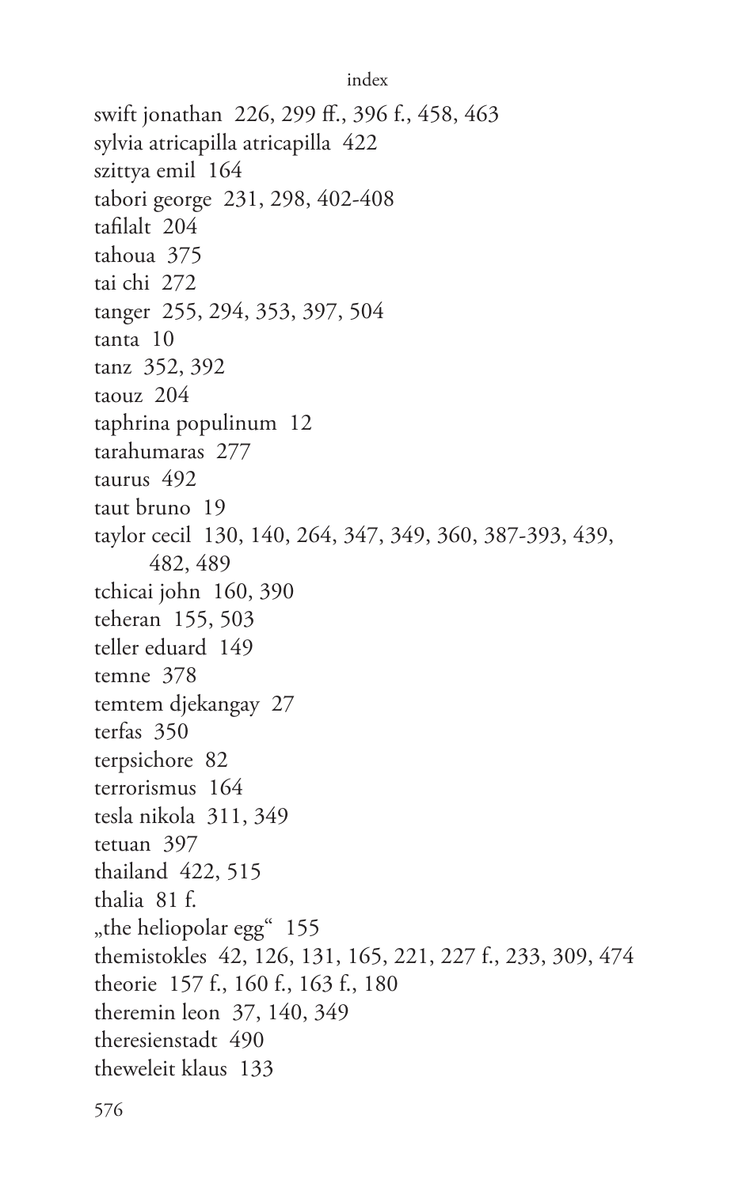swift jonathan 226, 299 ff., 396 f., 458, 463
sylvia atricapilla atricapilla 422
szittya emil 164
tabori george 231, 298, 402-408
tafilalt 204
tahoua 375
tai chi 272
tanger 255, 294, 353, 397, 504
tanta 10
tanz 352, 392
taouz 204
taphrina populinum 12
tarahumaras 277
taurus 492
taut bruno 19
taylor cecil 130, 140, 264, 347, 349, 360, 387-393, 439, 482, 489
tchicai john 160, 390
teheran 155, 503
teller eduard 149
temne 378
temtem djekangay 27
terfas 350
terpsichore 82
terrorismus 164
tesla nikola 311, 349
tetuan 397
thailand 422, 515
thalia 81 f.
„the heliopolar egg" 155
themistokles 42, 126, 131, 165, 221, 227 f., 233, 309, 474
theorie 157 f., 160 f., 163 f., 180
theremin leon 37, 140, 349
theresienstadt 490
theweleit klaus 133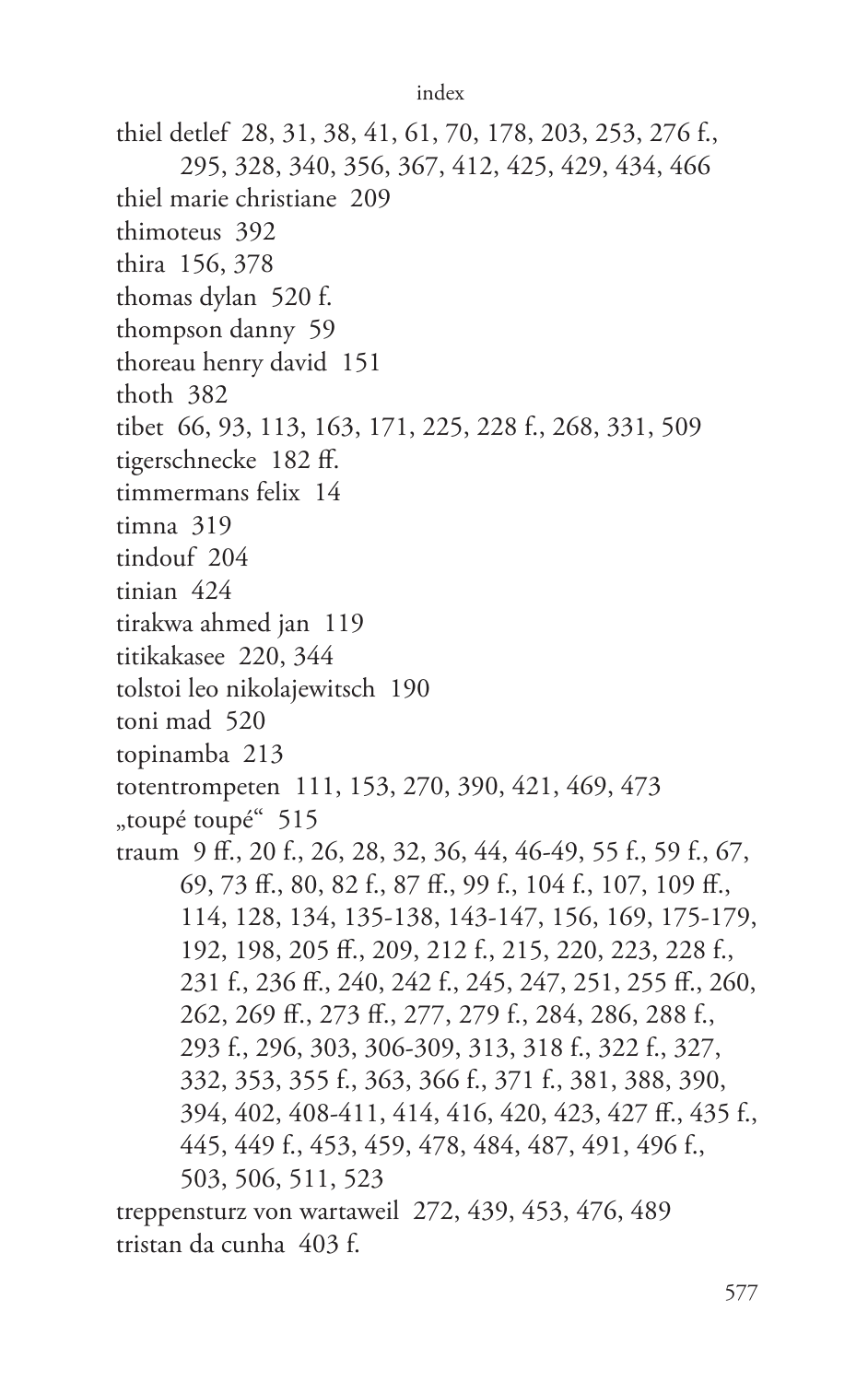thiel detlef 28, 31, 38, 41, 61, 70, 178, 203, 253, 276 f., 295, 328, 340, 356, 367, 412, 425, 429, 434, 466

thiel marie christiane 209

thimoteus 392

thira 156, 378

thomas dylan 520 f.

thompson danny 59

thoreau henry david 151

thoth 382

tibet 66, 93, 113, 163, 171, 225, 228 f., 268, 331, 509

tigerschnecke 182 ff.

timmermans felix 14

timna 319

tindouf 204

tinian 424

tirakwa ahmed jan 119

titikakasee 220, 344

tolstoi leo nikolajewitsch 190

toni mad 520

topinamba 213

totentrompeten 111, 153, 270, 390, 421, 469, 473

„toupé toupé“ 515

traum 9 ff., 20 f., 26, 28, 32, 36, 44, 46-49, 55 f., 59 f., 67, 69, 73 ff., 80, 82 f., 87 ff., 99 f., 104 f., 107, 109 ff., 114, 128, 134, 135-138, 143-147, 156, 169, 175-179, 192, 198, 205 ff., 209, 212 f., 215, 220, 223, 228 f., 231 f., 236 ff., 240, 242 f., 245, 247, 251, 255 ff., 260, 262, 269 ff., 273 ff., 277, 279 f., 284, 286, 288 f., 293 f., 296, 303, 306-309, 313, 318 f., 322 f., 327, 332, 353, 355 f., 363, 366 f., 371 f., 381, 388, 390, 394, 402, 408-411, 414, 416, 420, 423, 427 ff., 435 f., 445, 449 f., 453, 459, 478, 484, 487, 491, 496 f., 503, 506, 511, 523

treppensturz von wartaweil 272, 439, 453, 476, 489

tristan da cunha 403 f.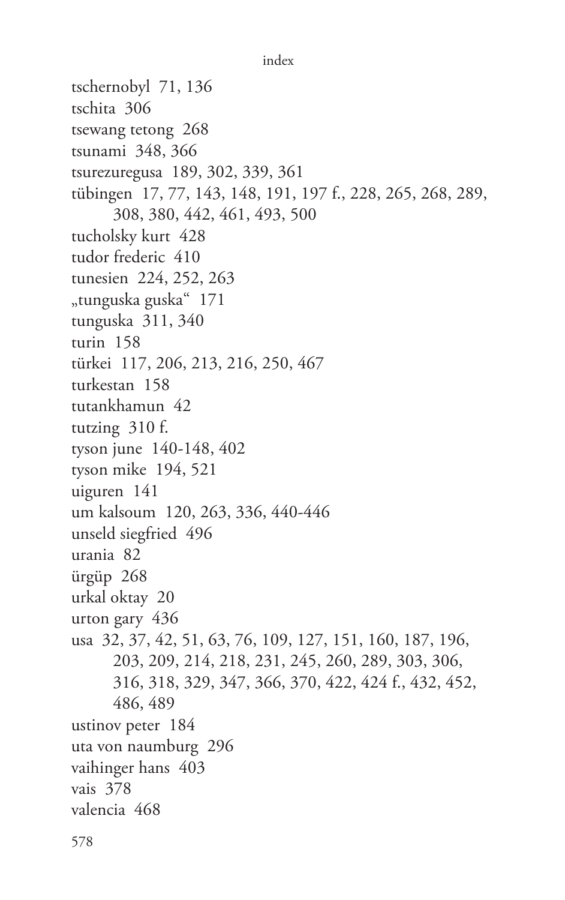tschernobyl 71, 136
tschita 306
tsewang tetong 268
tsunami 348, 366
tsurezuregusa 189, 302, 339, 361
tübingen 17, 77, 143, 148, 191, 197 f., 228, 265, 268, 289, 308, 380, 442, 461, 493, 500
tucholsky kurt 428
tudor frederic 410
tunesien 224, 252, 263
„tunguska guska“ 171
tunguska 311, 340
turin 158
türkei 117, 206, 213, 216, 250, 467
turkestan 158
tutankhamun 42
tutzing 310 f.
tyson june 140-148, 402
tyson mike 194, 521
uiguren 141
um kalsoum 120, 263, 336, 440-446
unseld siegfried 496
urania 82
ürgüp 268
urkal oktay 20
urton gary 436
usa 32, 37, 42, 51, 63, 76, 109, 127, 151, 160, 187, 196, 203, 209, 214, 218, 231, 245, 260, 289, 303, 306, 316, 318, 329, 347, 366, 370, 422, 424 f., 432, 452, 486, 489
ustinov peter 184
uta von naumburg 296
vaihinger hans 403
vais 378
valencia 468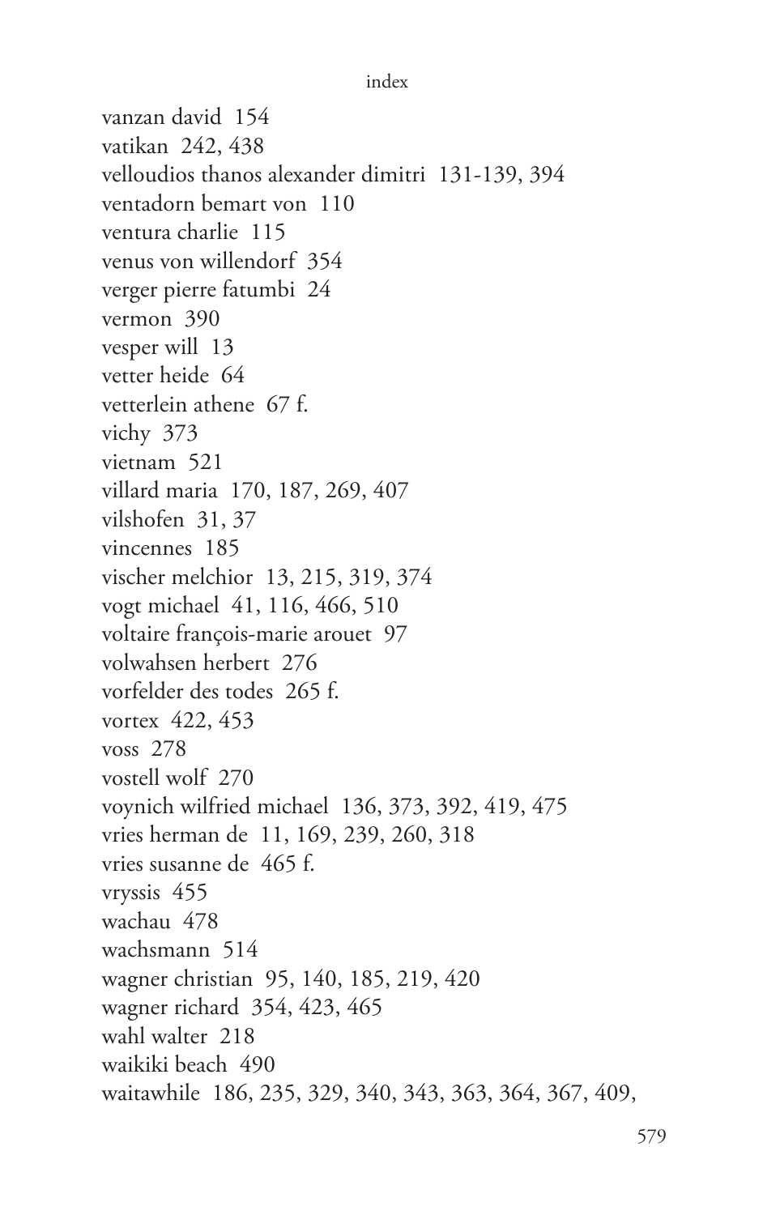vanzan david 154
vatikan 242, 438
velloudios thanos alexander dimitri 131-139, 394
ventadorn bemart von 110
ventura charlie 115
venus von willendorf 354
verger pierre fatumbi 24
vermon 390
vesper will 13
vetter heide 64
vetterlein athene 67 f.
vichy 373
vietnam 521
villard maria 170, 187, 269, 407
vilshofen 31, 37
vincennes 185
vischer melchior 13, 215, 319, 374
vogt michael 41, 116, 466, 510
voltaire françois-marie arouet 97
volwahsen herbert 276
vorfelder des todes 265 f.
vortex 422, 453
voss 278
vostell wolf 270
voynich wilfried michael 136, 373, 392, 419, 475
vries herman de 11, 169, 239, 260, 318
vries susanne de 465 f.
vryssis 455
wachau 478
wachsmann 514
wagner christian 95, 140, 185, 219, 420
wagner richard 354, 423, 465
wahl walter 218
waikiki beach 490
waitawhile 186, 235, 329, 340, 343, 363, 364, 367, 409,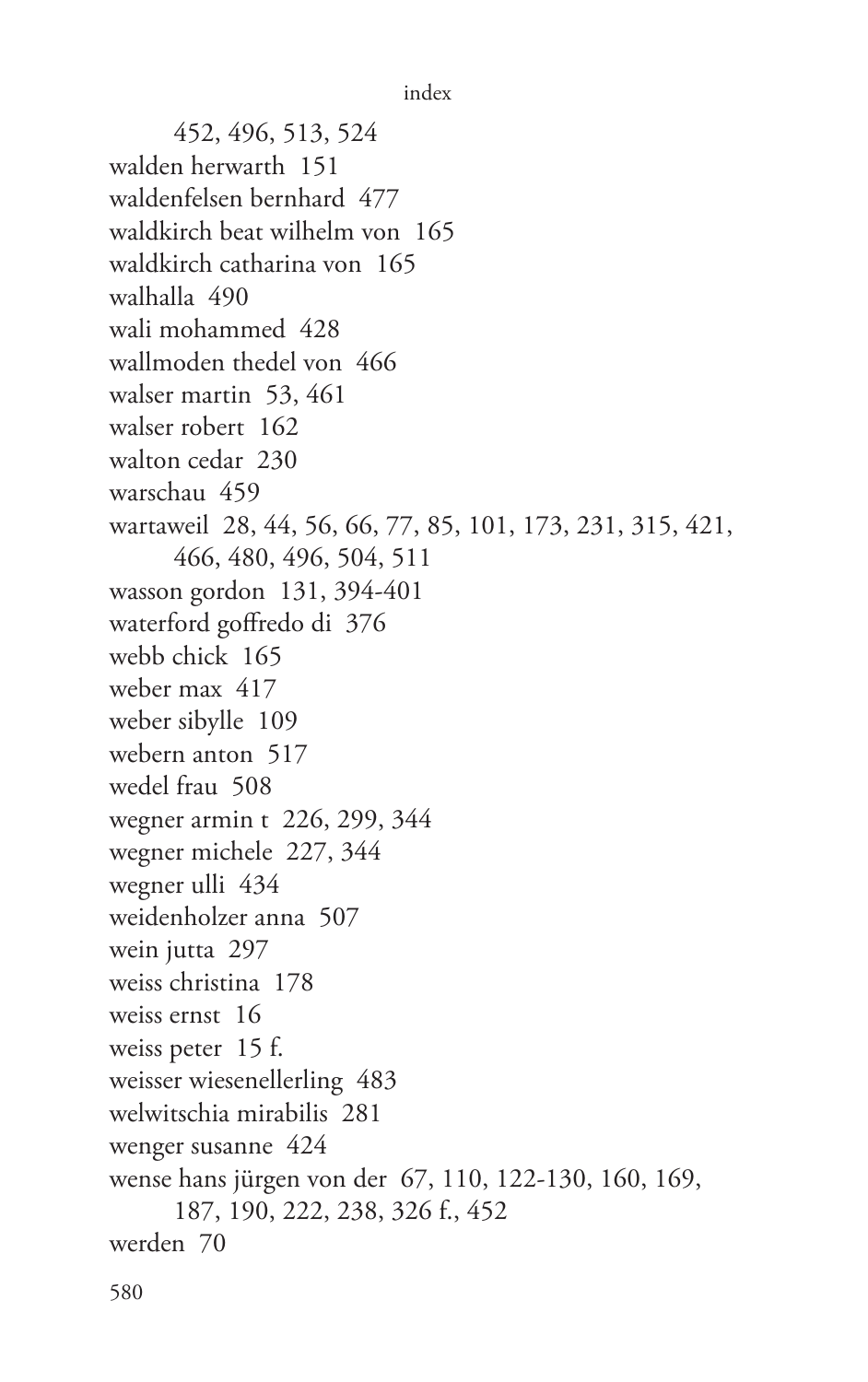452, 496, 513, 524

walden herwarth 151

waldenfelsen bernhard 477

waldkirch beat wilhelm von 165

waldkirch catharina von 165

walhalla 490

wali mohammed 428

wallmoden thedel von 466

walser martin 53, 461

walser robert 162

walton cedar 230

warschau 459

wartaweil 28, 44, 56, 66, 77, 85, 101, 173, 231, 315, 421, 466, 480, 496, 504, 511

wasson gordon 131, 394-401

waterford goffredo di 376

webb chick 165

weber max 417

weber sibylle 109

webern anton 517

wedel frau 508

wegner armin t 226, 299, 344

wegner michele 227, 344

wegner ulli 434

weidenholzer anna 507

wein jutta 297

weiss christina 178

weiss ernst 16

weiss peter 15 f.

weisser wiesenellerling 483

welwitschia mirabilis 281

wenger susanne 424

wense hans jürgen von der 67, 110, 122-130, 160, 169, 187, 190, 222, 238, 326 f., 452

werden 70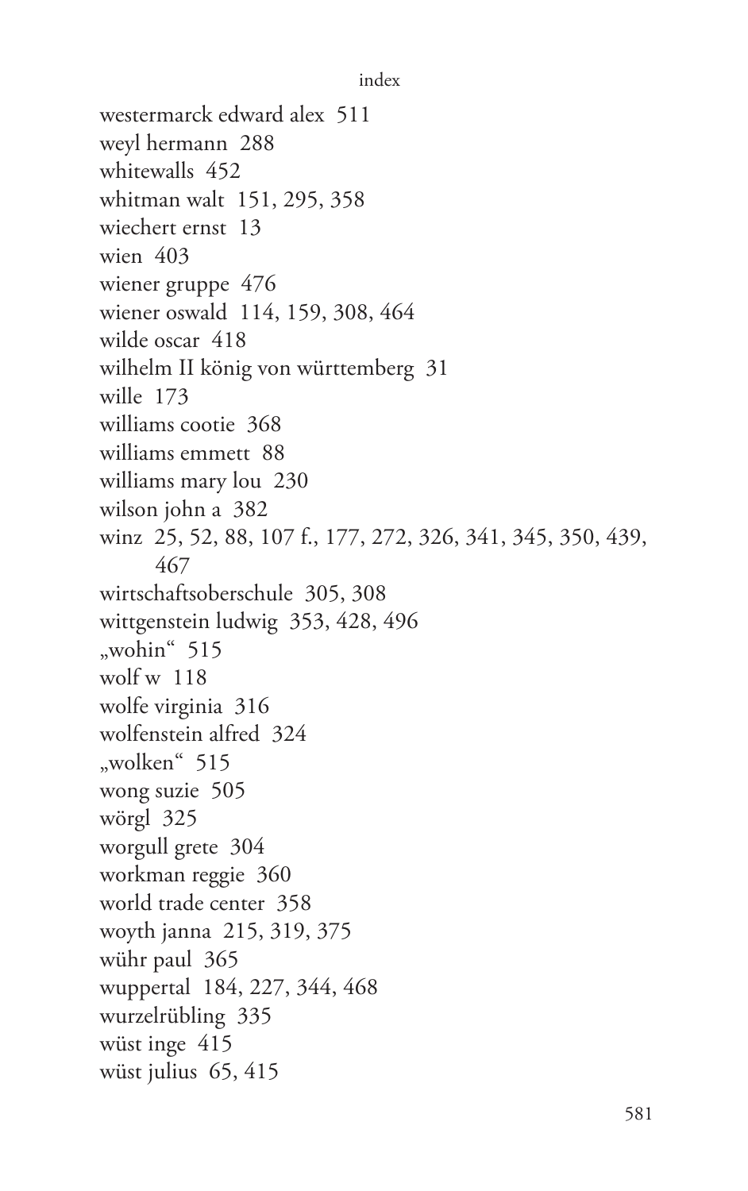westermarck edward alex 511
weyl hermann 288
whitewalls 452
whitman walt 151, 295, 358
wiechert ernst 13
wien 403
wiener gruppe 476
wiener oswald 114, 159, 308, 464
wilde oscar 418
wilhelm II könig von württemberg 31
wille 173
williams cootie 368
williams emmett 88
williams mary lou 230
wilson john a 382
winz 25, 52, 88, 107 f., 177, 272, 326, 341, 345, 350, 439, 467
wirtschaftsoberschule 305, 308
wittgenstein ludwig 353, 428, 496
„wohin“ 515
wolf w 118
wolfe virginia 316
wolfenstein alfred 324
„wolken“ 515
wong suzie 505
wörgl 325
worgull grete 304
workman reggie 360
world trade center 358
woyth janna 215, 319, 375
wühr paul 365
wuppertal 184, 227, 344, 468
wurzelrübling 335
wüst inge 415
wüst julius 65, 415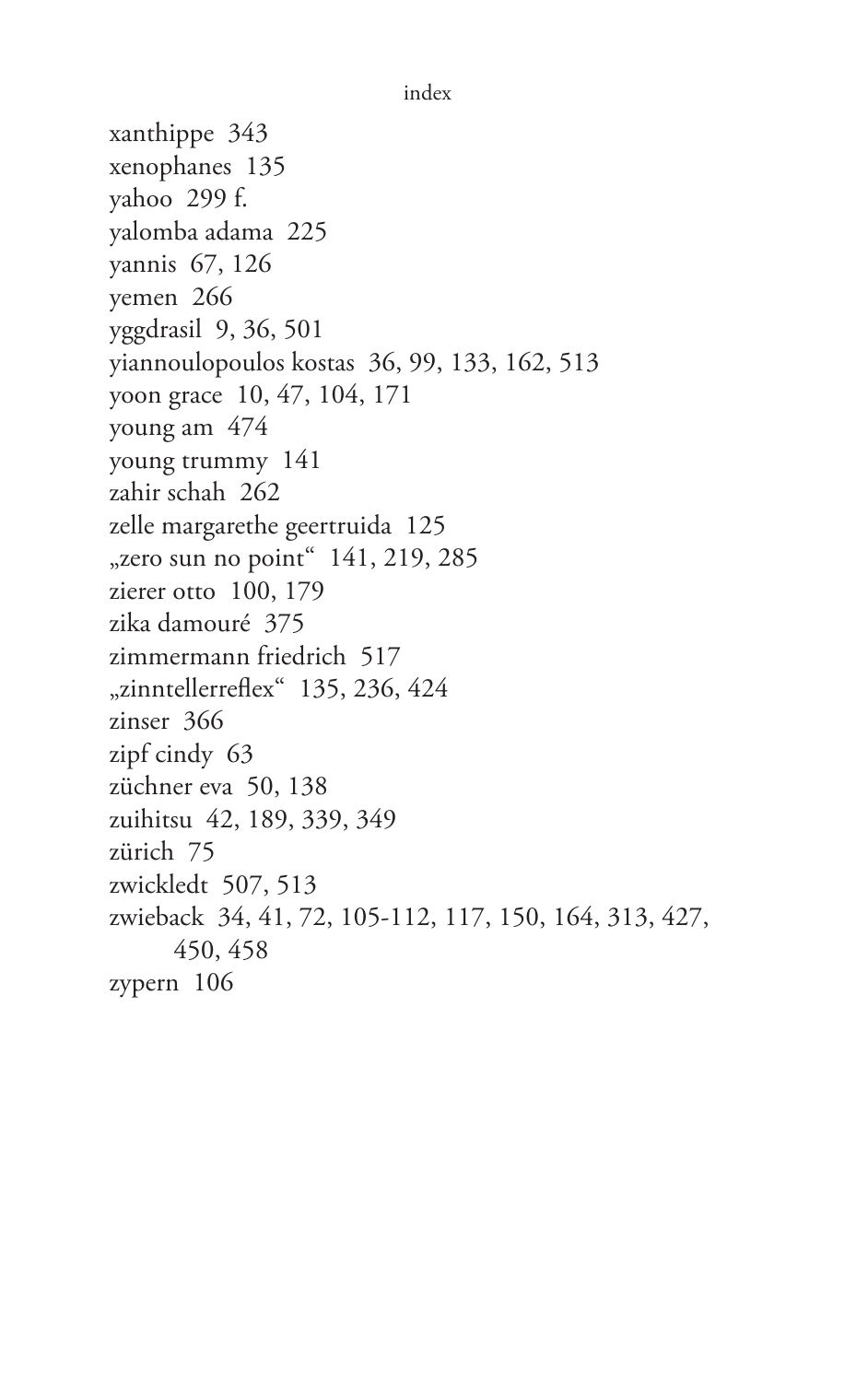xanthippe 343
xenophanes 135
yahoo 299 f.
yalomba adama 225
yannis 67, 126
yemen 266
yggdrasil 9, 36, 501
yiannoulopoulos kostas 36, 99, 133, 162, 513
yoon grace 10, 47, 104, 171
young am 474
young trummy 141
zahir schah 262
zelle margarethe geertruida 125
„zero sun no point“ 141, 219, 285
zierer otto 100, 179
zika damouré 375
zimmermann friedrich 517
„zinntellerreflex“ 135, 236, 424
zinser 366
zipf cindy 63
züchner eva 50, 138
zuihitsu 42, 189, 339, 349
zürich 75
zwickledt 507, 513
zwieback 34, 41, 72, 105-112, 117, 150, 164, 313, 427, 450, 458
zypern 106